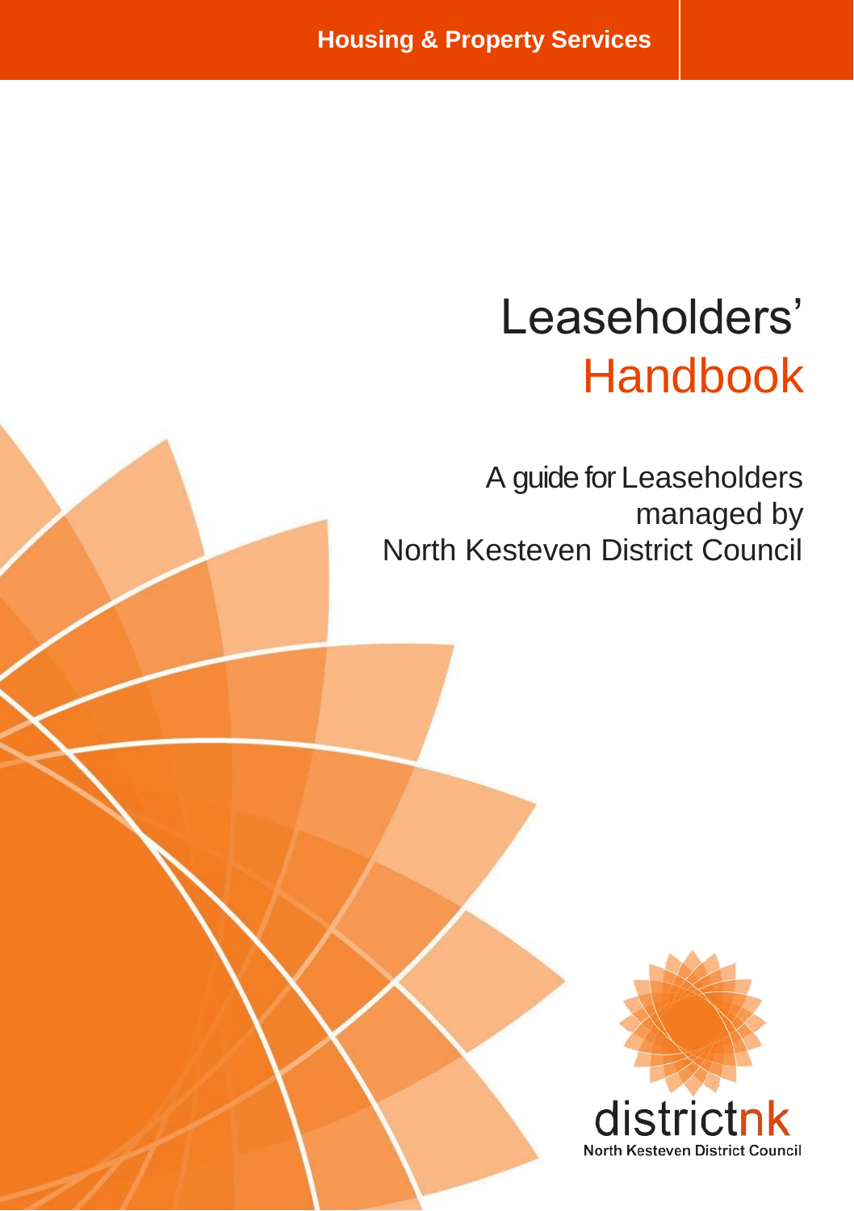Housing & Property Services

# Leaseholders' Handbook

A guide for Leaseholders managed by North Kesteven District Council

districtnk

North Kesteven District Council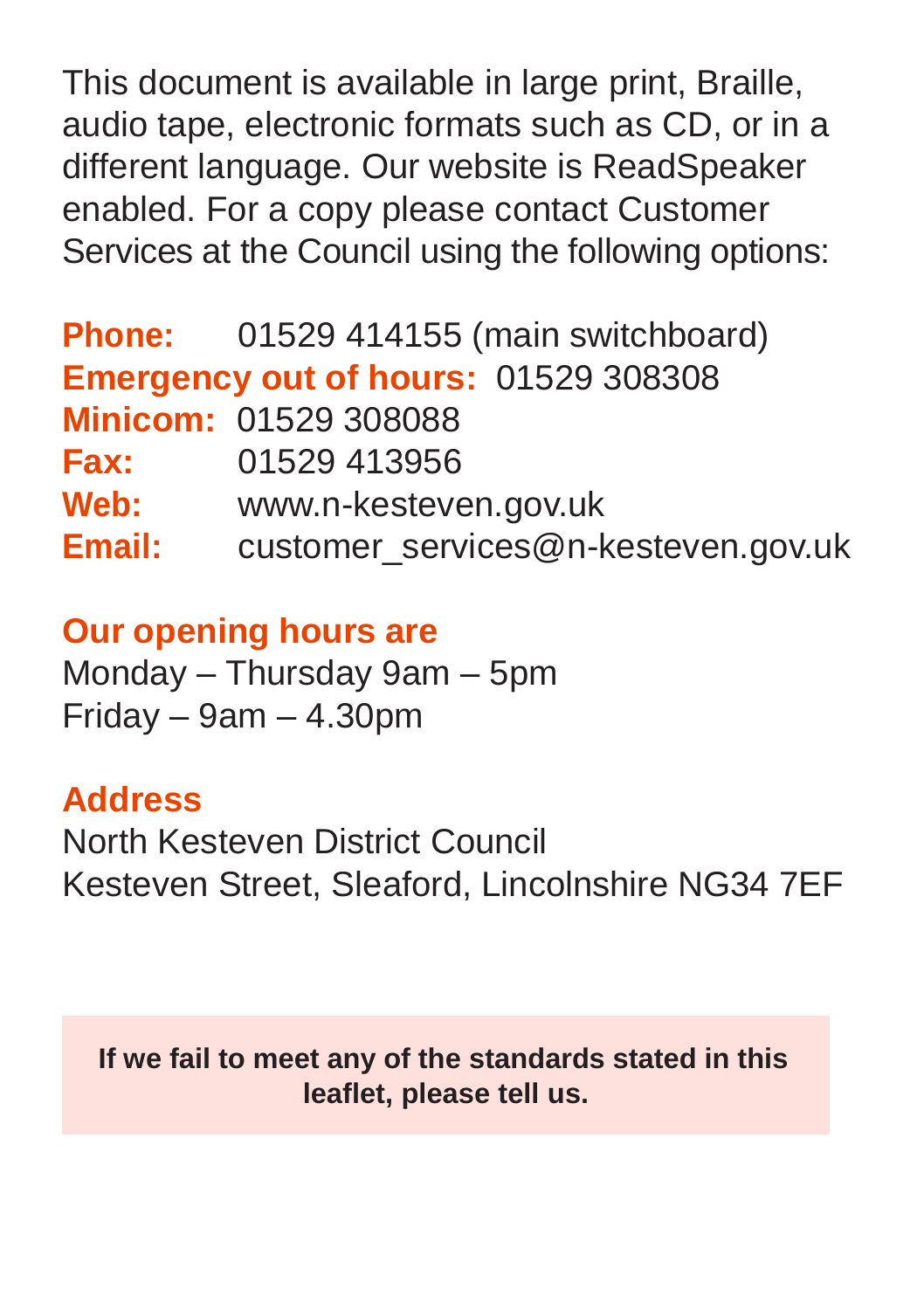This document is available in large print, Braille, audio tape, electronic formats such as CD, or in a different language. Our website is ReadSpeaker enabled. For a copy please contact Customer Services at the Council using the following options:

**Phone:** 01529 414155 (main switchboard)
**Emergency out of hours:** 01529 308308
**Minicom:** 01529 308088
**Fax:** 01529 413956
**Web:** www.n-kesteven.gov.uk
**Email:** customer_services@n-kesteven.gov.uk

## Our opening hours are

Monday – Thursday 9am – 5pm
Friday – 9am – 4.30pm

## Address

North Kesteven District Council
Kesteven Street, Sleaford, Lincolnshire NG34 7EF

**If we fail to meet any of the standards stated in this leaflet, please tell us.**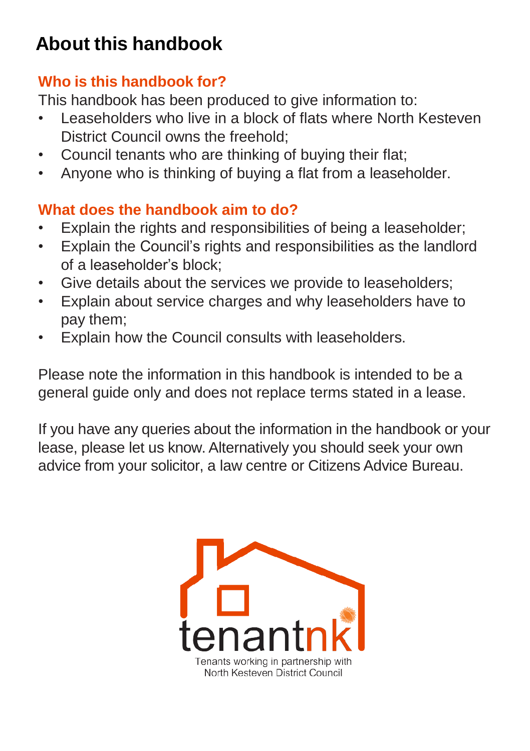# About this handbook

## Who is this handbook for?

This handbook has been produced to give information to:

- Leaseholders who live in a block of flats where North Kesteven District Council owns the freehold;
- Council tenants who are thinking of buying their flat;
- Anyone who is thinking of buying a flat from a leaseholder.

## What does the handbook aim to do?

- Explain the rights and responsibilities of being a leaseholder;
- Explain the Council's rights and responsibilities as the landlord of a leaseholder's block;
- Give details about the services we provide to leaseholders;
- Explain about service charges and why leaseholders have to pay them;
- Explain how the Council consults with leaseholders.

Please note the information in this handbook is intended to be a general guide only and does not replace terms stated in a lease.

If you have any queries about the information in the handbook or your lease, please let us know. Alternatively you should seek your own advice from your solicitor, a law centre or Citizens Advice Bureau.

tenantnk

Tenants working in partnership with North Kesteven District Council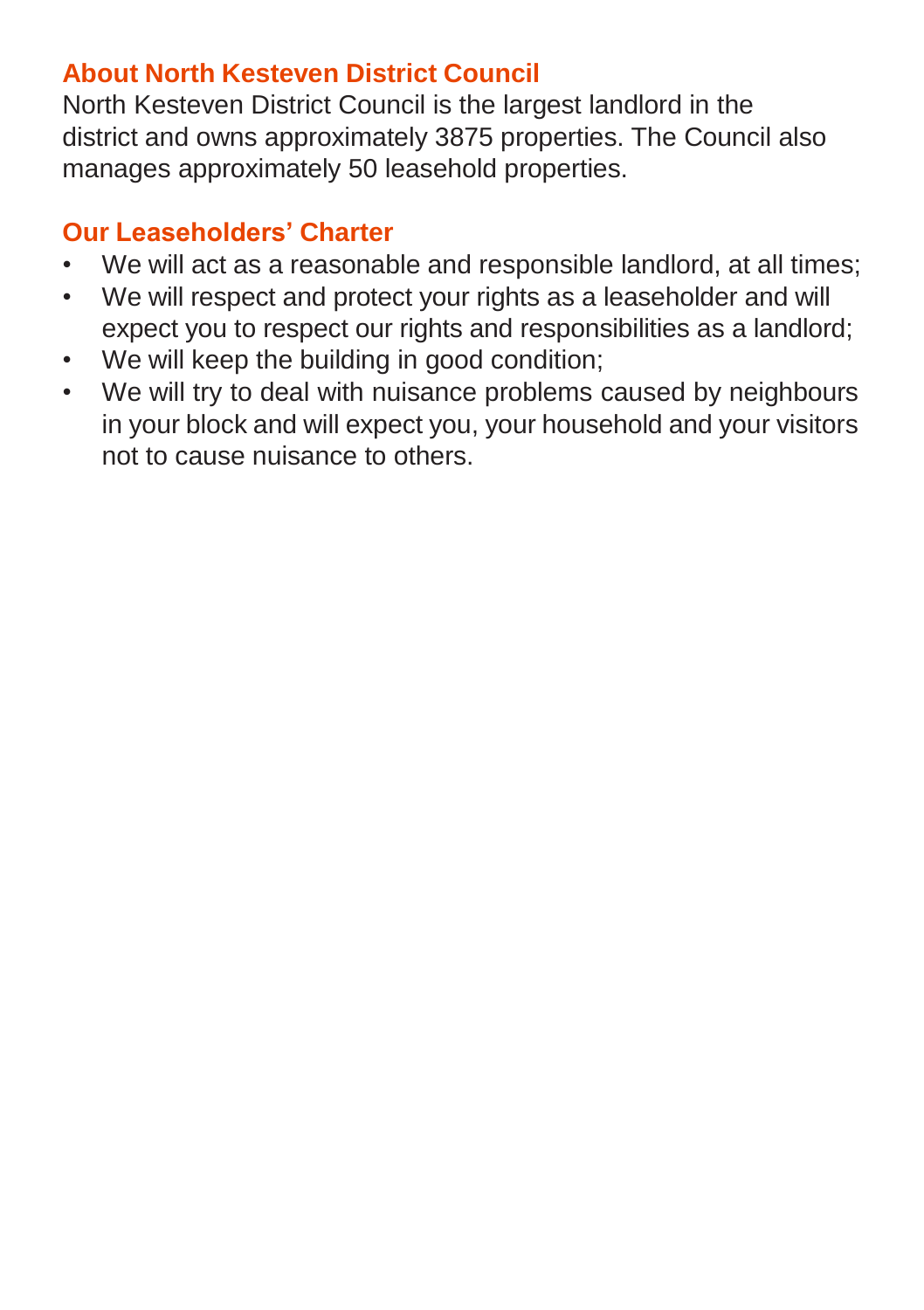## About North Kesteven District Council

North Kesteven District Council is the largest landlord in the district and owns approximately 3875 properties. The Council also manages approximately 50 leasehold properties.

## Our Leaseholders' Charter

- We will act as a reasonable and responsible landlord, at all times;
- We will respect and protect your rights as a leaseholder and will expect you to respect our rights and responsibilities as a landlord;
- We will keep the building in good condition;
- We will try to deal with nuisance problems caused by neighbours in your block and will expect you, your household and your visitors not to cause nuisance to others.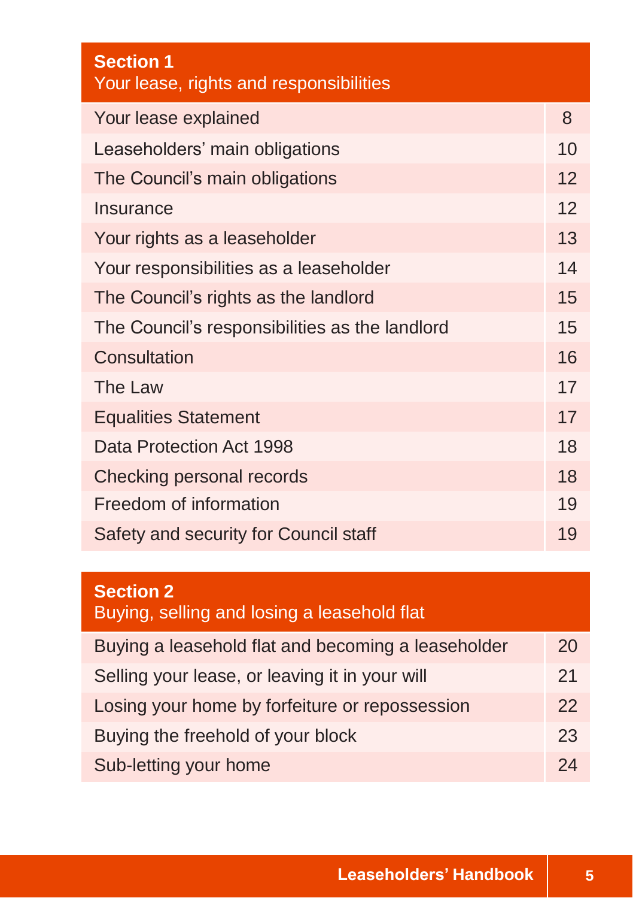| **Section 1**<br>Your lease, rights and responsibilities | |
|---|---|
| Your lease explained | 8 |
| Leaseholders' main obligations | 10 |
| The Council's main obligations | 12 |
| Insurance | 12 |
| Your rights as a leaseholder | 13 |
| Your responsibilities as a leaseholder | 14 |
| The Council's rights as the landlord | 15 |
| The Council's responsibilities as the landlord | 15 |
| Consultation | 16 |
| The Law | 17 |
| Equalities Statement | 17 |
| Data Protection Act 1998 | 18 |
| Checking personal records | 18 |
| Freedom of information | 19 |
| Safety and security for Council staff | 19 |

| **Section 2**<br>Buying, selling and losing a leasehold flat | |
|---|---|
| Buying a leasehold flat and becoming a leaseholder | 20 |
| Selling your lease, or leaving it in your will | 21 |
| Losing your home by forfeiture or repossession | 22 |
| Buying the freehold of your block | 23 |
| Sub-letting your home | 24 |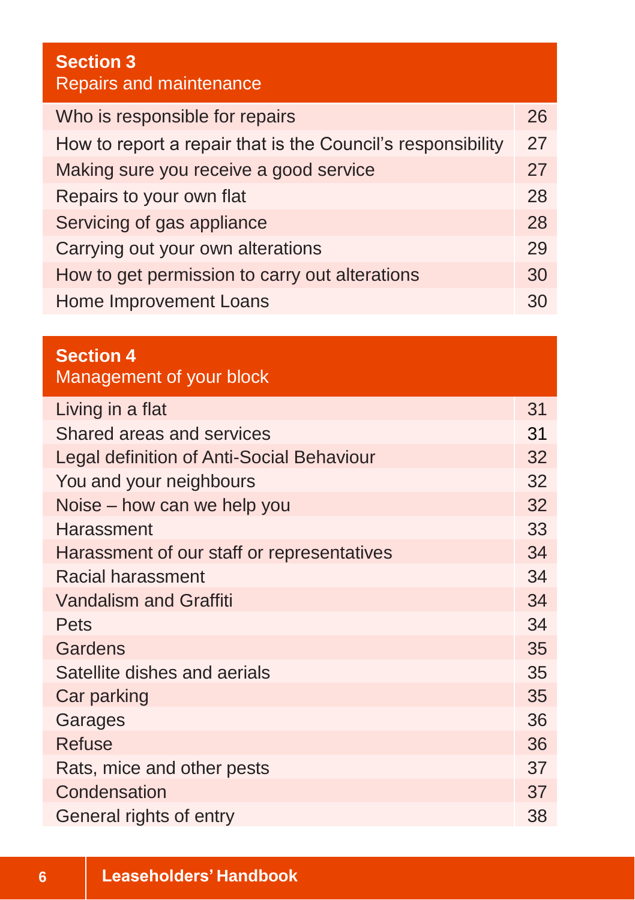| **Section 3** Repairs and maintenance | |
|---|---|
| Who is responsible for repairs | 26 |
| How to report a repair that is the Council's responsibility | 27 |
| Making sure you receive a good service | 27 |
| Repairs to your own flat | 28 |
| Servicing of gas appliance | 28 |
| Carrying out your own alterations | 29 |
| How to get permission to carry out alterations | 30 |
| Home Improvement Loans | 30 |

| **Section 4** Management of your block | |
|---|---|
| Living in a flat | 31 |
| Shared areas and services | 31 |
| Legal definition of Anti-Social Behaviour | 32 |
| You and your neighbours | 32 |
| Noise – how can we help you | 32 |
| Harassment | 33 |
| Harassment of our staff or representatives | 34 |
| Racial harassment | 34 |
| Vandalism and Graffiti | 34 |
| Pets | 34 |
| Gardens | 35 |
| Satellite dishes and aerials | 35 |
| Car parking | 35 |
| Garages | 36 |
| Refuse | 36 |
| Rats, mice and other pests | 37 |
| Condensation | 37 |
| General rights of entry | 38 |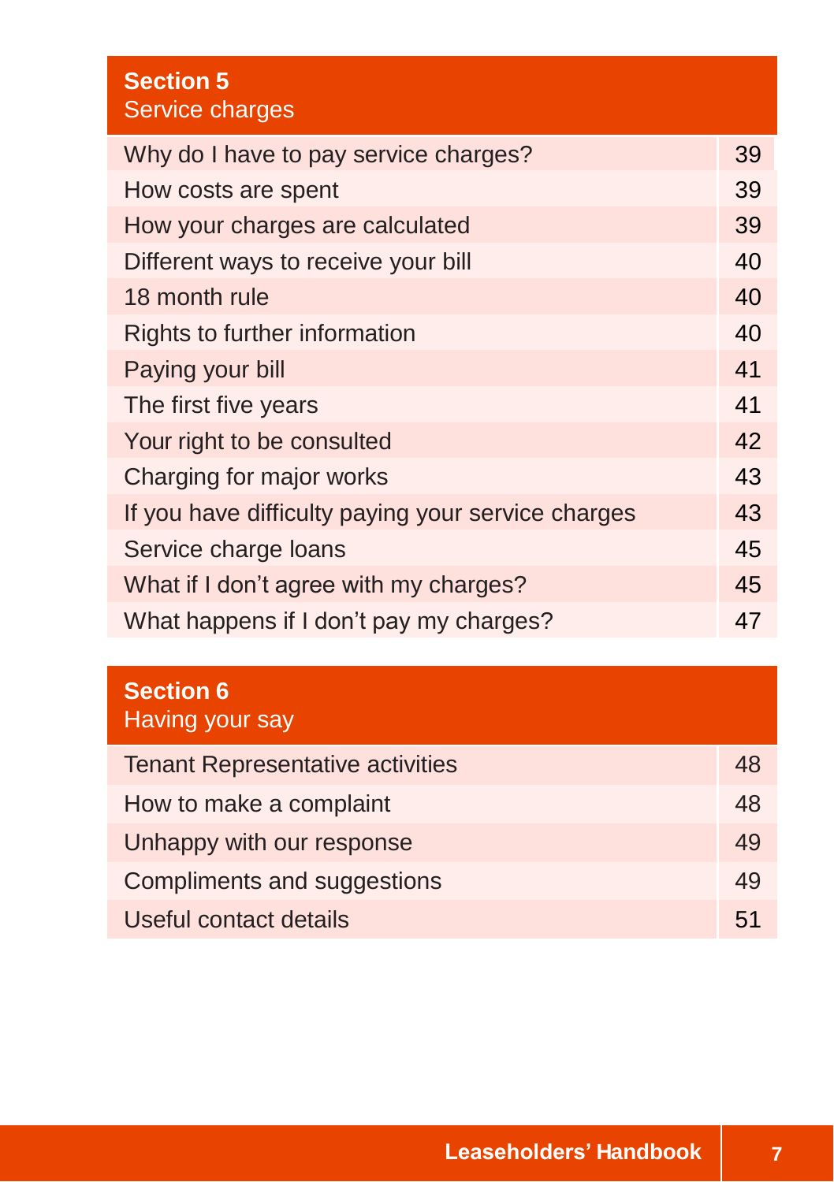## Section 5
Service charges

| | |
|---|---|
| Why do I have to pay service charges? | 39 |
| How costs are spent | 39 |
| How your charges are calculated | 39 |
| Different ways to receive your bill | 40 |
| 18 month rule | 40 |
| Rights to further information | 40 |
| Paying your bill | 41 |
| The first five years | 41 |
| Your right to be consulted | 42 |
| Charging for major works | 43 |
| If you have difficulty paying your service charges | 43 |
| Service charge loans | 45 |
| What if I don’t agree with my charges? | 45 |
| What happens if I don’t pay my charges? | 47 |

## Section 6
Having your say

| | |
|---|---|
| Tenant Representative activities | 48 |
| How to make a complaint | 48 |
| Unhappy with our response | 49 |
| Compliments and suggestions | 49 |
| Useful contact details | 51 |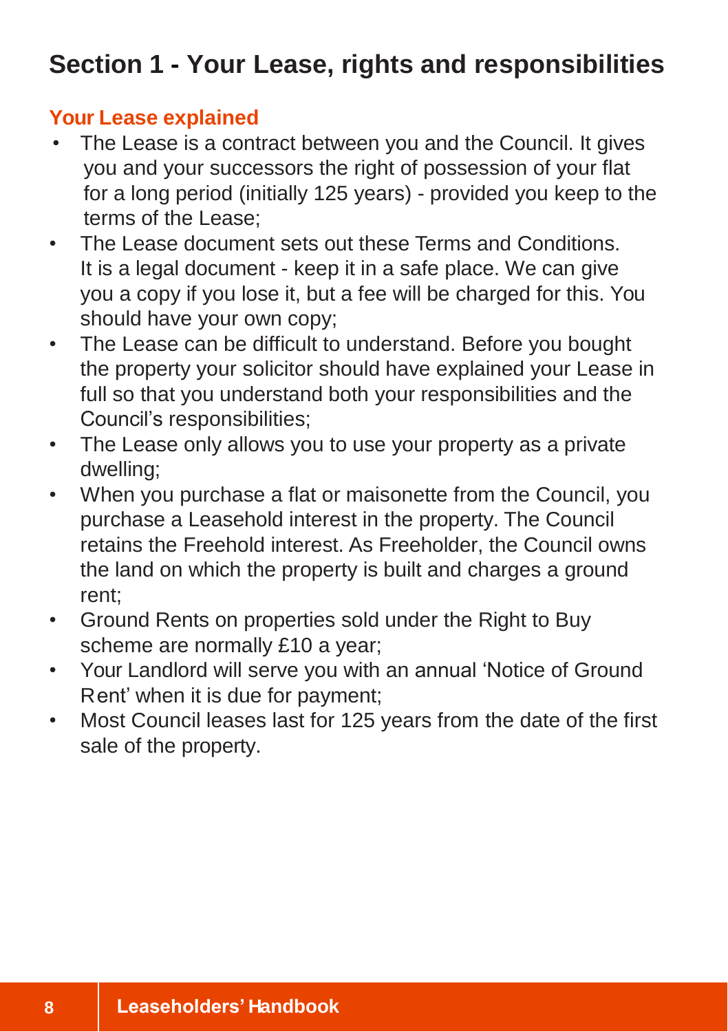# Section 1 - Your Lease, rights and responsibilities

## Your Lease explained

- The Lease is a contract between you and the Council. It gives you and your successors the right of possession of your flat for a long period (initially 125 years) - provided you keep to the terms of the Lease;
- The Lease document sets out these Terms and Conditions. It is a legal document - keep it in a safe place. We can give you a copy if you lose it, but a fee will be charged for this. You should have your own copy;
- The Lease can be difficult to understand. Before you bought the property your solicitor should have explained your Lease in full so that you understand both your responsibilities and the Council's responsibilities;
- The Lease only allows you to use your property as a private dwelling;
- When you purchase a flat or maisonette from the Council, you purchase a Leasehold interest in the property. The Council retains the Freehold interest. As Freeholder, the Council owns the land on which the property is built and charges a ground rent;
- Ground Rents on properties sold under the Right to Buy scheme are normally £10 a year;
- Your Landlord will serve you with an annual 'Notice of Ground Rent' when it is due for payment;
- Most Council leases last for 125 years from the date of the first sale of the property.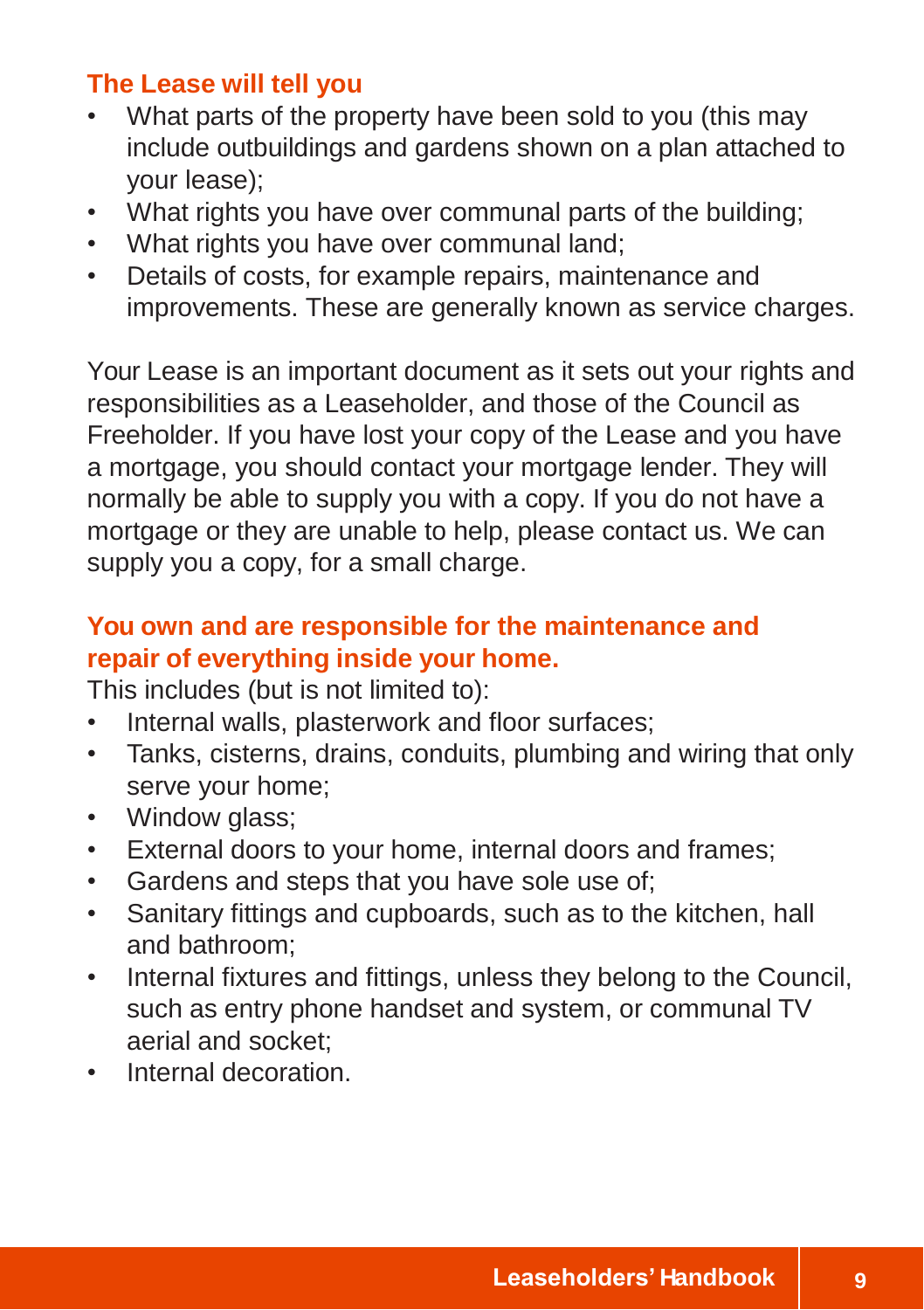### The Lease will tell you

- What parts of the property have been sold to you (this may include outbuildings and gardens shown on a plan attached to your lease);
- What rights you have over communal parts of the building;
- What rights you have over communal land;
- Details of costs, for example repairs, maintenance and improvements. These are generally known as service charges.

Your Lease is an important document as it sets out your rights and responsibilities as a Leaseholder, and those of the Council as Freeholder. If you have lost your copy of the Lease and you have a mortgage, you should contact your mortgage lender. They will normally be able to supply you with a copy. If you do not have a mortgage or they are unable to help, please contact us. We can supply you a copy, for a small charge.

### You own and are responsible for the maintenance and repair of everything inside your home.

This includes (but is not limited to):

- Internal walls, plasterwork and floor surfaces;
- Tanks, cisterns, drains, conduits, plumbing and wiring that only serve your home;
- Window glass;
- External doors to your home, internal doors and frames;
- Gardens and steps that you have sole use of;
- Sanitary fittings and cupboards, such as to the kitchen, hall and bathroom;
- Internal fixtures and fittings, unless they belong to the Council, such as entry phone handset and system, or communal TV aerial and socket;
- Internal decoration.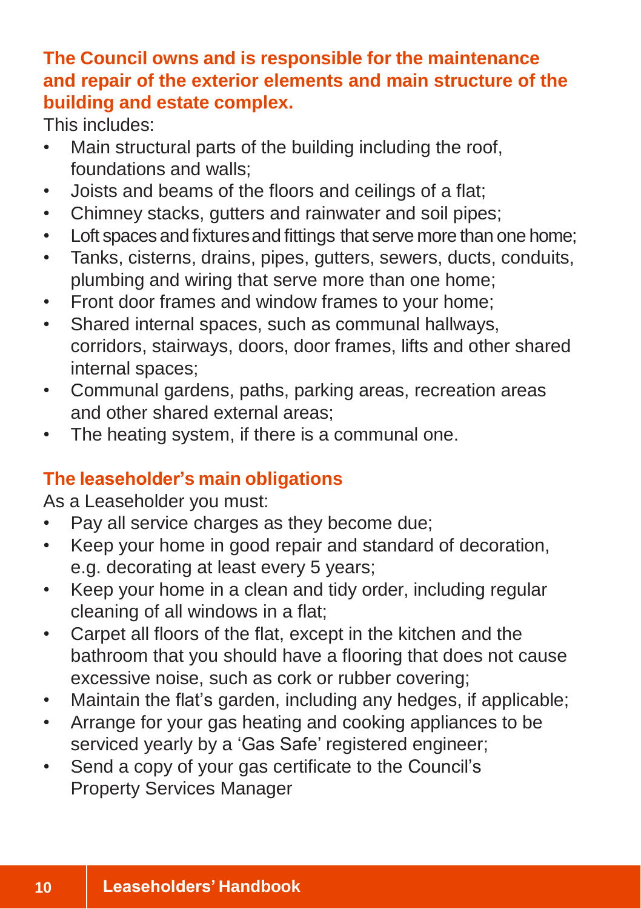## The Council owns and is responsible for the maintenance and repair of the exterior elements and main structure of the building and estate complex.

This includes:

- Main structural parts of the building including the roof, foundations and walls;
- Joists and beams of the floors and ceilings of a flat;
- Chimney stacks, gutters and rainwater and soil pipes;
- Loft spaces and fixtures and fittings that serve more than one home;
- Tanks, cisterns, drains, pipes, gutters, sewers, ducts, conduits, plumbing and wiring that serve more than one home;
- Front door frames and window frames to your home;
- Shared internal spaces, such as communal hallways, corridors, stairways, doors, door frames, lifts and other shared internal spaces;
- Communal gardens, paths, parking areas, recreation areas and other shared external areas;
- The heating system, if there is a communal one.

## The leaseholder's main obligations

As a Leaseholder you must:

- Pay all service charges as they become due;
- Keep your home in good repair and standard of decoration, e.g. decorating at least every 5 years;
- Keep your home in a clean and tidy order, including regular cleaning of all windows in a flat;
- Carpet all floors of the flat, except in the kitchen and the bathroom that you should have a flooring that does not cause excessive noise, such as cork or rubber covering;
- Maintain the flat's garden, including any hedges, if applicable;
- Arrange for your gas heating and cooking appliances to be serviced yearly by a 'Gas Safe' registered engineer;
- Send a copy of your gas certificate to the Council's Property Services Manager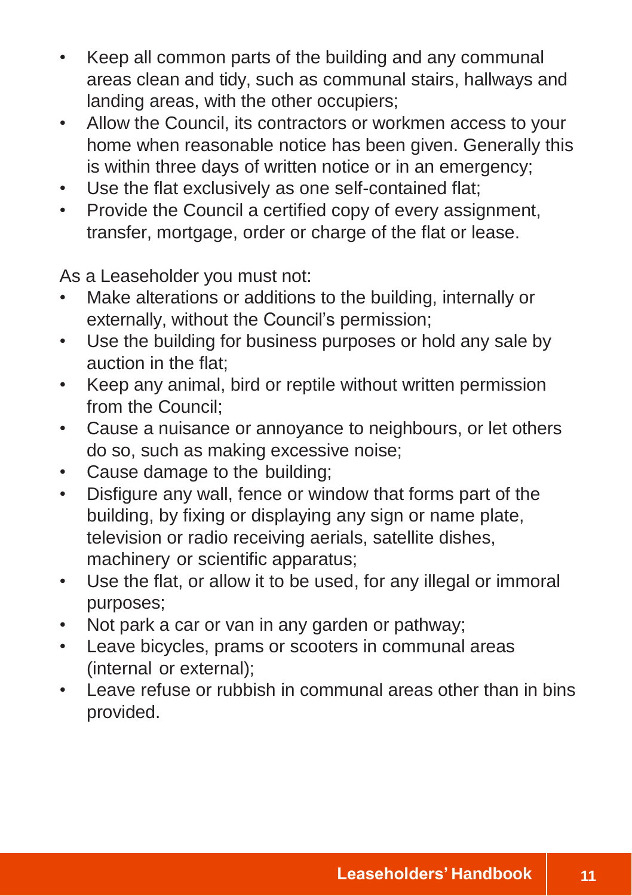- Keep all common parts of the building and any communal areas clean and tidy, such as communal stairs, hallways and landing areas, with the other occupiers;
- Allow the Council, its contractors or workmen access to your home when reasonable notice has been given. Generally this is within three days of written notice or in an emergency;
- Use the flat exclusively as one self-contained flat;
- Provide the Council a certified copy of every assignment, transfer, mortgage, order or charge of the flat or lease.

As a Leaseholder you must not:

- Make alterations or additions to the building, internally or externally, without the Council's permission;
- Use the building for business purposes or hold any sale by auction in the flat;
- Keep any animal, bird or reptile without written permission from the Council;
- Cause a nuisance or annoyance to neighbours, or let others do so, such as making excessive noise;
- Cause damage to the building;
- Disfigure any wall, fence or window that forms part of the building, by fixing or displaying any sign or name plate, television or radio receiving aerials, satellite dishes, machinery or scientific apparatus;
- Use the flat, or allow it to be used, for any illegal or immoral purposes;
- Not park a car or van in any garden or pathway;
- Leave bicycles, prams or scooters in communal areas (internal or external);
- Leave refuse or rubbish in communal areas other than in bins provided.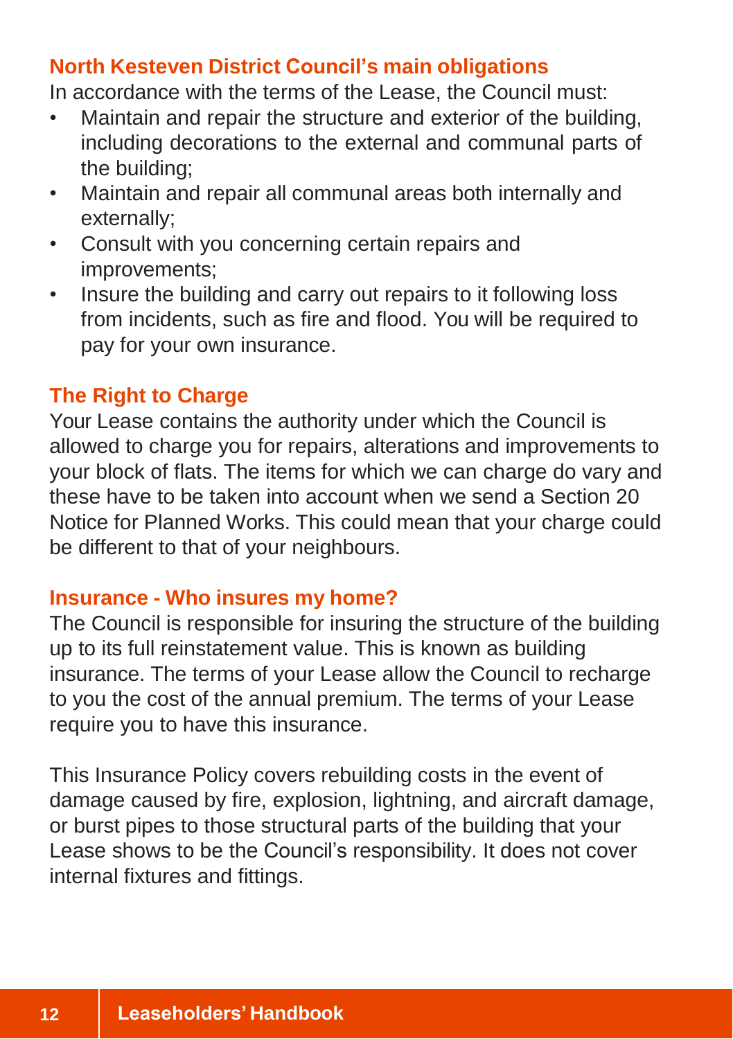## North Kesteven District Council's main obligations

In accordance with the terms of the Lease, the Council must:

- Maintain and repair the structure and exterior of the building, including decorations to the external and communal parts of the building;
- Maintain and repair all communal areas both internally and externally;
- Consult with you concerning certain repairs and improvements;
- Insure the building and carry out repairs to it following loss from incidents, such as fire and flood. You will be required to pay for your own insurance.

## The Right to Charge

Your Lease contains the authority under which the Council is allowed to charge you for repairs, alterations and improvements to your block of flats. The items for which we can charge do vary and these have to be taken into account when we send a Section 20 Notice for Planned Works. This could mean that your charge could be different to that of your neighbours.

## Insurance - Who insures my home?

The Council is responsible for insuring the structure of the building up to its full reinstatement value. This is known as building insurance. The terms of your Lease allow the Council to recharge to you the cost of the annual premium. The terms of your Lease require you to have this insurance.

This Insurance Policy covers rebuilding costs in the event of damage caused by fire, explosion, lightning, and aircraft damage, or burst pipes to those structural parts of the building that your Lease shows to be the Council's responsibility. It does not cover internal fixtures and fittings.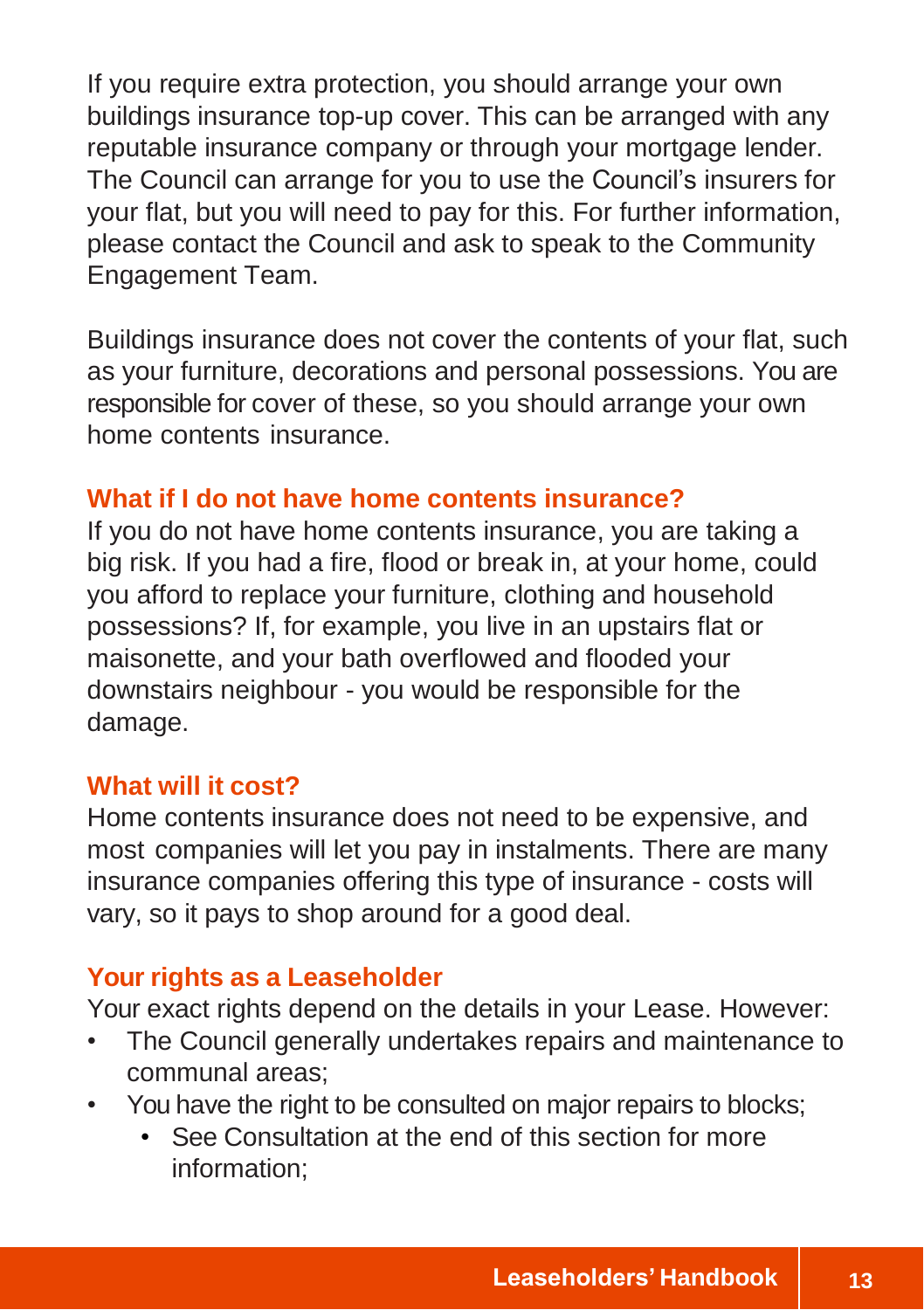If you require extra protection, you should arrange your own buildings insurance top-up cover. This can be arranged with any reputable insurance company or through your mortgage lender. The Council can arrange for you to use the Council's insurers for your flat, but you will need to pay for this. For further information, please contact the Council and ask to speak to the Community Engagement Team.

Buildings insurance does not cover the contents of your flat, such as your furniture, decorations and personal possessions. You are responsible for cover of these, so you should arrange your own home contents insurance.

### What if I do not have home contents insurance?

If you do not have home contents insurance, you are taking a big risk. If you had a fire, flood or break in, at your home, could you afford to replace your furniture, clothing and household possessions? If, for example, you live in an upstairs flat or maisonette, and your bath overflowed and flooded your downstairs neighbour - you would be responsible for the damage.

### What will it cost?

Home contents insurance does not need to be expensive, and most companies will let you pay in instalments. There are many insurance companies offering this type of insurance - costs will vary, so it pays to shop around for a good deal.

### Your rights as a Leaseholder

Your exact rights depend on the details in your Lease. However:

- The Council generally undertakes repairs and maintenance to communal areas;
- You have the right to be consulted on major repairs to blocks;
  - See Consultation at the end of this section for more information;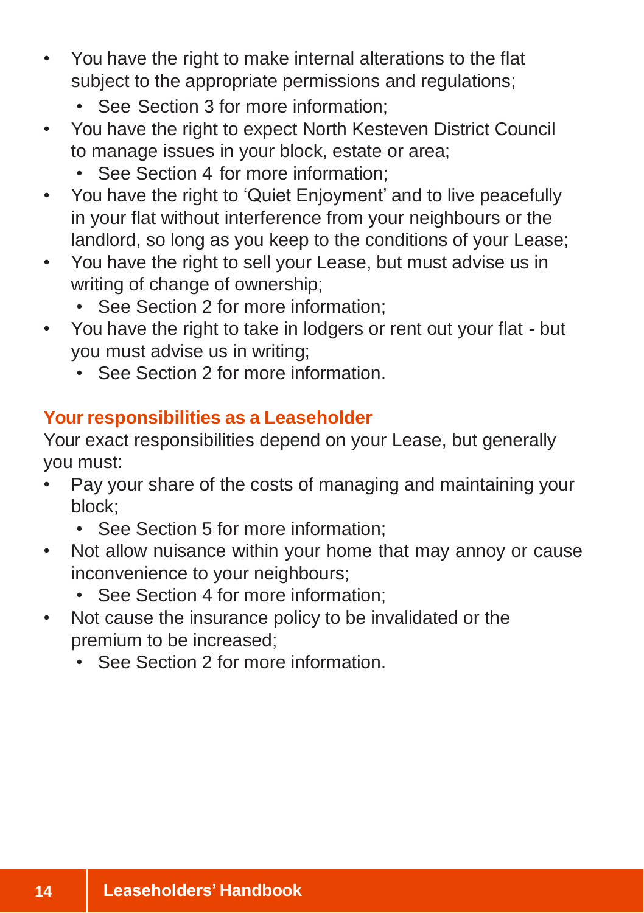- You have the right to make internal alterations to the flat subject to the appropriate permissions and regulations;
  - See Section 3 for more information;
- You have the right to expect North Kesteven District Council to manage issues in your block, estate or area;
  - See Section 4 for more information;
- You have the right to 'Quiet Enjoyment' and to live peacefully in your flat without interference from your neighbours or the landlord, so long as you keep to the conditions of your Lease;
- You have the right to sell your Lease, but must advise us in writing of change of ownership;
  - See Section 2 for more information;
- You have the right to take in lodgers or rent out your flat - but you must advise us in writing;
  - See Section 2 for more information.

## Your responsibilities as a Leaseholder

Your exact responsibilities depend on your Lease, but generally you must:

- Pay your share of the costs of managing and maintaining your block;
  - See Section 5 for more information;
- Not allow nuisance within your home that may annoy or cause inconvenience to your neighbours;
  - See Section 4 for more information;
- Not cause the insurance policy to be invalidated or the premium to be increased;
  - See Section 2 for more information.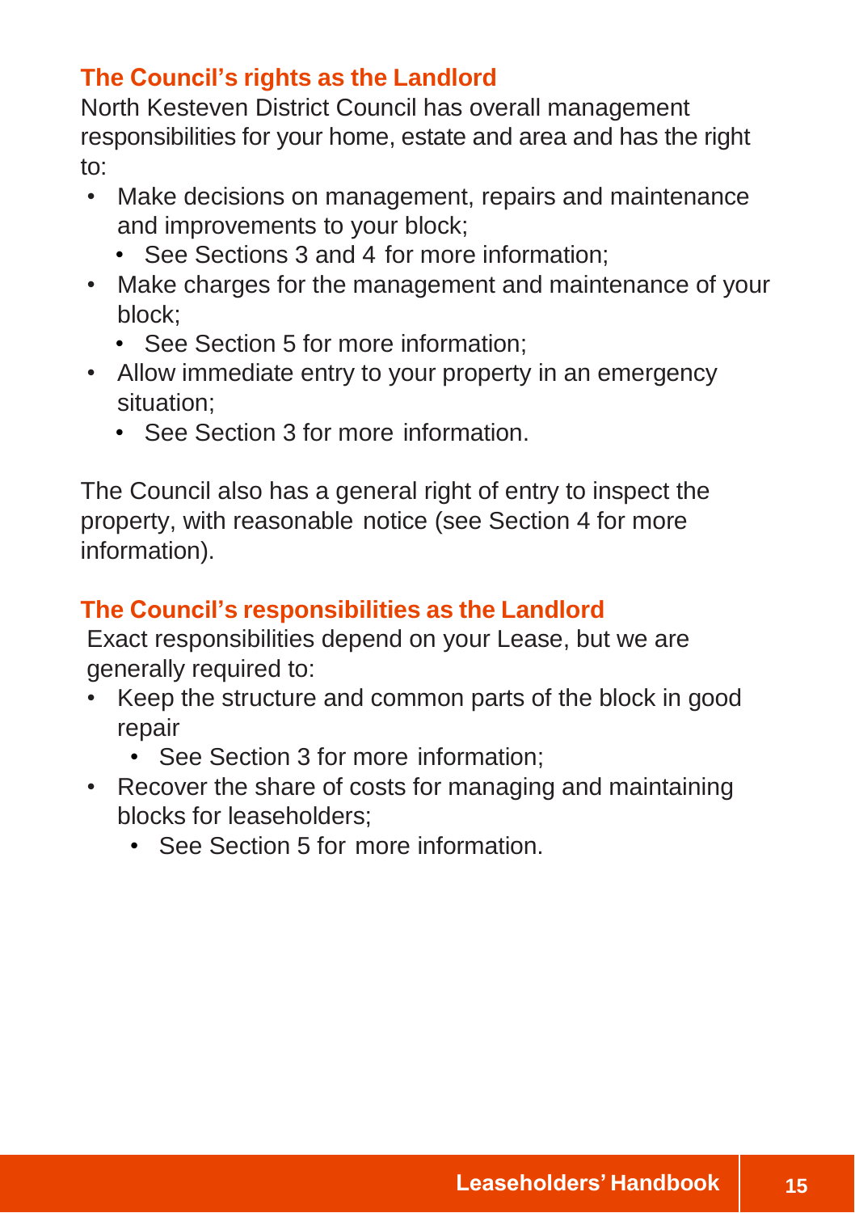### The Council's rights as the Landlord

North Kesteven District Council has overall management responsibilities for your home, estate and area and has the right to:

- Make decisions on management, repairs and maintenance and improvements to your block;
  - See Sections 3 and 4 for more information;
- Make charges for the management and maintenance of your block;
  - See Section 5 for more information;
- Allow immediate entry to your property in an emergency situation;
  - See Section 3 for more information.

The Council also has a general right of entry to inspect the property, with reasonable notice (see Section 4 for more information).

### The Council's responsibilities as the Landlord

Exact responsibilities depend on your Lease, but we are generally required to:

- Keep the structure and common parts of the block in good repair
  - See Section 3 for more information;
- Recover the share of costs for managing and maintaining blocks for leaseholders;
  - See Section 5 for more information.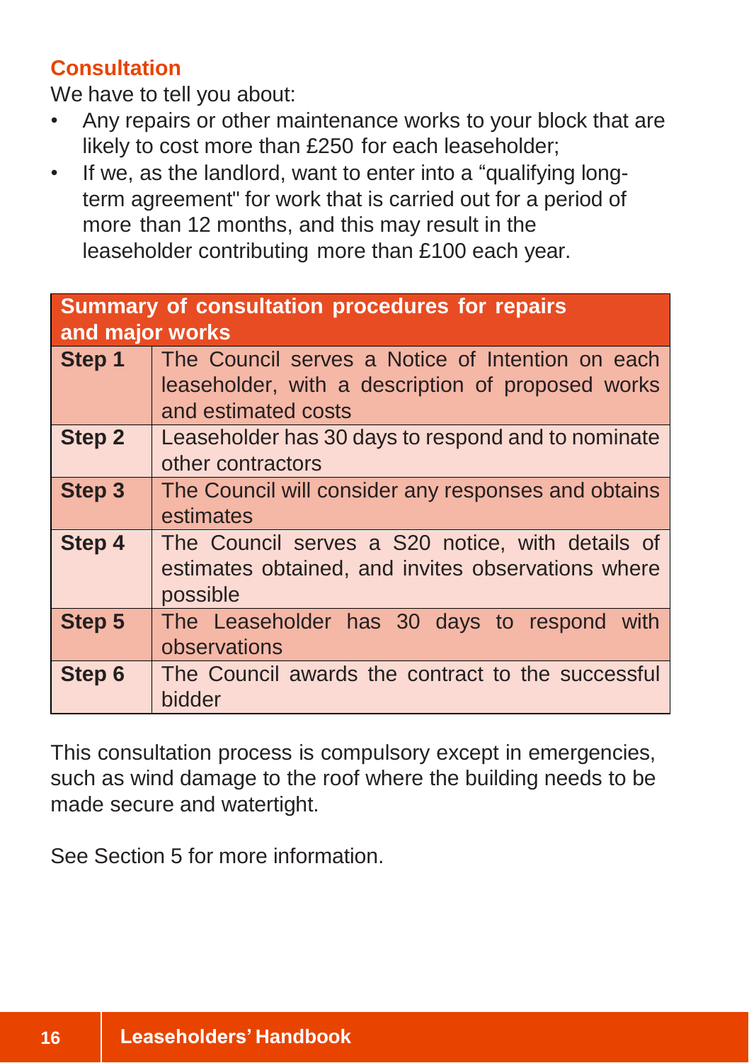## Consultation

We have to tell you about:

- Any repairs or other maintenance works to your block that are likely to cost more than £250 for each leaseholder;
- If we, as the landlord, want to enter into a “qualifying long-term agreement" for work that is carried out for a period of more than 12 months, and this may result in the leaseholder contributing more than £100 each year.

| Summary of consultation procedures for repairs and major works | |
|---|---|
| **Step 1** | The Council serves a Notice of Intention on each leaseholder, with a description of proposed works and estimated costs |
| **Step 2** | Leaseholder has 30 days to respond and to nominate other contractors |
| **Step 3** | The Council will consider any responses and obtains estimates |
| **Step 4** | The Council serves a S20 notice, with details of estimates obtained, and invites observations where possible |
| **Step 5** | The Leaseholder has 30 days to respond with observations |
| **Step 6** | The Council awards the contract to the successful bidder |

This consultation process is compulsory except in emergencies, such as wind damage to the roof where the building needs to be made secure and watertight.

See Section 5 for more information.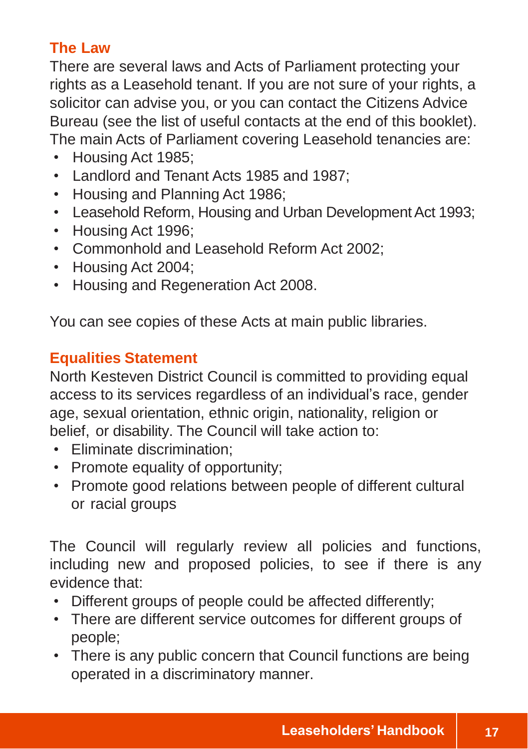## The Law

There are several laws and Acts of Parliament protecting your rights as a Leasehold tenant. If you are not sure of your rights, a solicitor can advise you, or you can contact the Citizens Advice Bureau (see the list of useful contacts at the end of this booklet). The main Acts of Parliament covering Leasehold tenancies are:

- Housing Act 1985;
- Landlord and Tenant Acts 1985 and 1987;
- Housing and Planning Act 1986;
- Leasehold Reform, Housing and Urban Development Act 1993;
- Housing Act 1996;
- Commonhold and Leasehold Reform Act 2002;
- Housing Act 2004;
- Housing and Regeneration Act 2008.

You can see copies of these Acts at main public libraries.

## Equalities Statement

North Kesteven District Council is committed to providing equal access to its services regardless of an individual's race, gender age, sexual orientation, ethnic origin, nationality, religion or belief, or disability. The Council will take action to:

- Eliminate discrimination;
- Promote equality of opportunity;
- Promote good relations between people of different cultural or racial groups

The Council will regularly review all policies and functions, including new and proposed policies, to see if there is any evidence that:

- Different groups of people could be affected differently;
- There are different service outcomes for different groups of people;
- There is any public concern that Council functions are being operated in a discriminatory manner.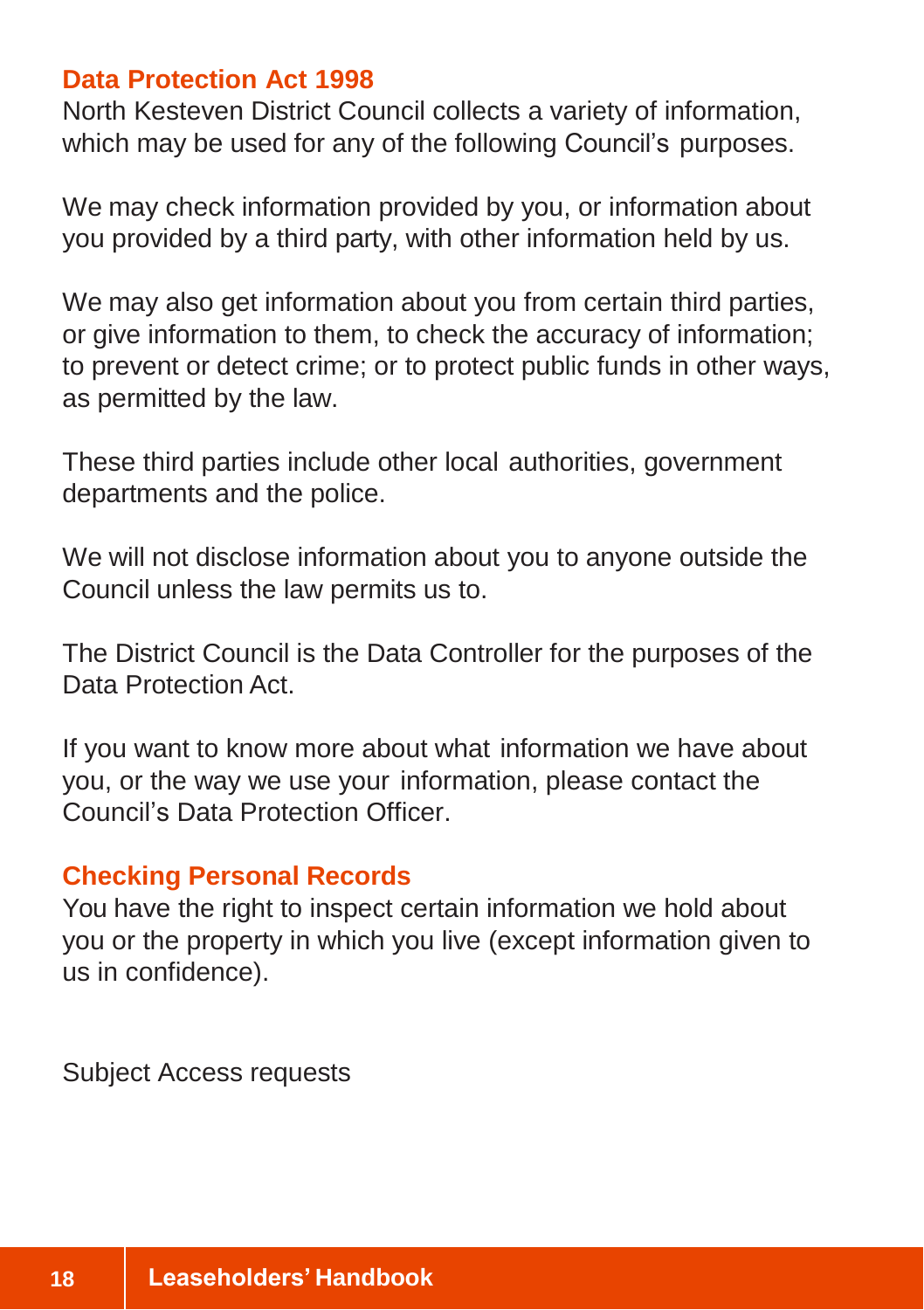## Data Protection Act 1998

North Kesteven District Council collects a variety of information, which may be used for any of the following Council's purposes.

We may check information provided by you, or information about you provided by a third party, with other information held by us.

We may also get information about you from certain third parties, or give information to them, to check the accuracy of information; to prevent or detect crime; or to protect public funds in other ways, as permitted by the law.

These third parties include other local authorities, government departments and the police.

We will not disclose information about you to anyone outside the Council unless the law permits us to.

The District Council is the Data Controller for the purposes of the Data Protection Act.

If you want to know more about what information we have about you, or the way we use your information, please contact the Council's Data Protection Officer.

## Checking Personal Records

You have the right to inspect certain information we hold about you or the property in which you live (except information given to us in confidence).

Subject Access requests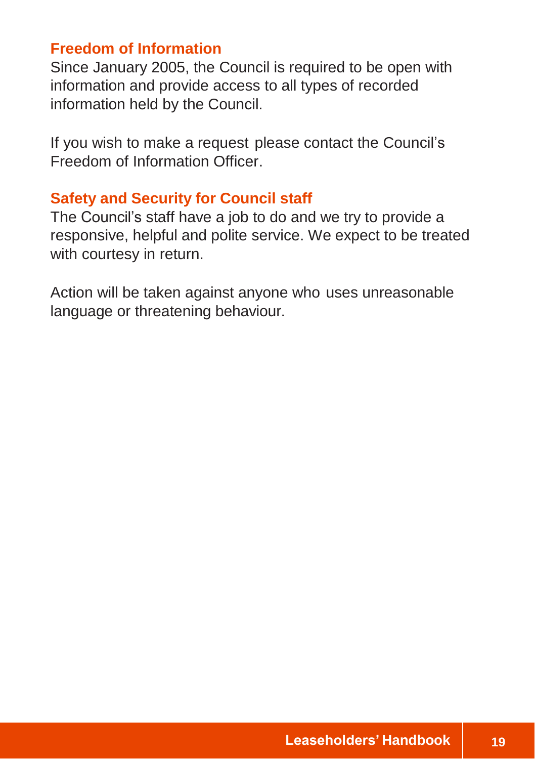## Freedom of Information

Since January 2005, the Council is required to be open with information and provide access to all types of recorded information held by the Council.

If you wish to make a request please contact the Council's Freedom of Information Officer.

## Safety and Security for Council staff

The Council's staff have a job to do and we try to provide a responsive, helpful and polite service. We expect to be treated with courtesy in return.

Action will be taken against anyone who uses unreasonable language or threatening behaviour.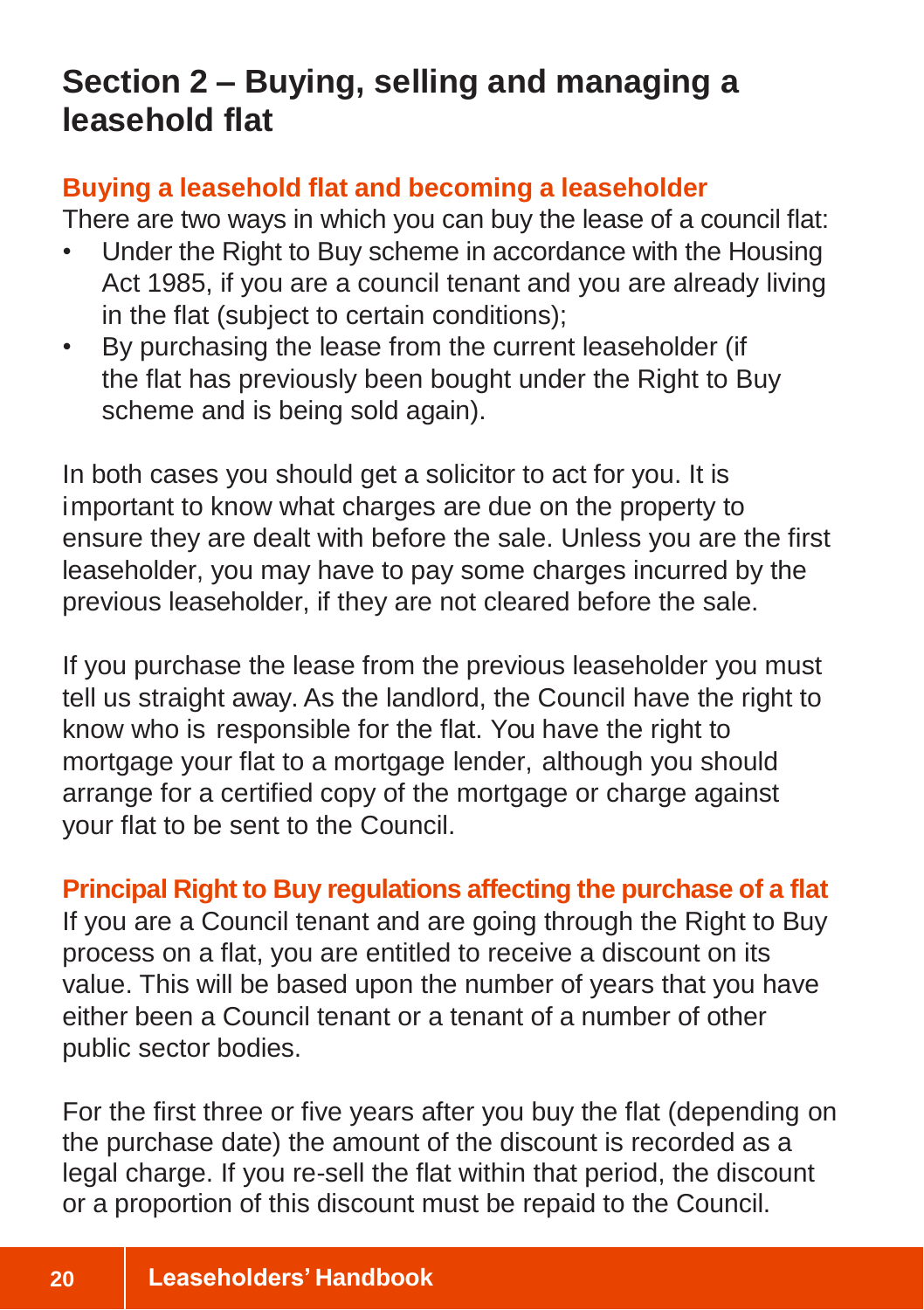# Section 2 – Buying, selling and managing a leasehold flat

## Buying a leasehold flat and becoming a leaseholder

There are two ways in which you can buy the lease of a council flat:

- Under the Right to Buy scheme in accordance with the Housing Act 1985, if you are a council tenant and you are already living in the flat (subject to certain conditions);
- By purchasing the lease from the current leaseholder (if the flat has previously been bought under the Right to Buy scheme and is being sold again).

In both cases you should get a solicitor to act for you. It is important to know what charges are due on the property to ensure they are dealt with before the sale. Unless you are the first leaseholder, you may have to pay some charges incurred by the previous leaseholder, if they are not cleared before the sale.

If you purchase the lease from the previous leaseholder you must tell us straight away. As the landlord, the Council have the right to know who is responsible for the flat. You have the right to mortgage your flat to a mortgage lender, although you should arrange for a certified copy of the mortgage or charge against your flat to be sent to the Council.

## Principal Right to Buy regulations affecting the purchase of a flat

If you are a Council tenant and are going through the Right to Buy process on a flat, you are entitled to receive a discount on its value. This will be based upon the number of years that you have either been a Council tenant or a tenant of a number of other public sector bodies.

For the first three or five years after you buy the flat (depending on the purchase date) the amount of the discount is recorded as a legal charge. If you re-sell the flat within that period, the discount or a proportion of this discount must be repaid to the Council.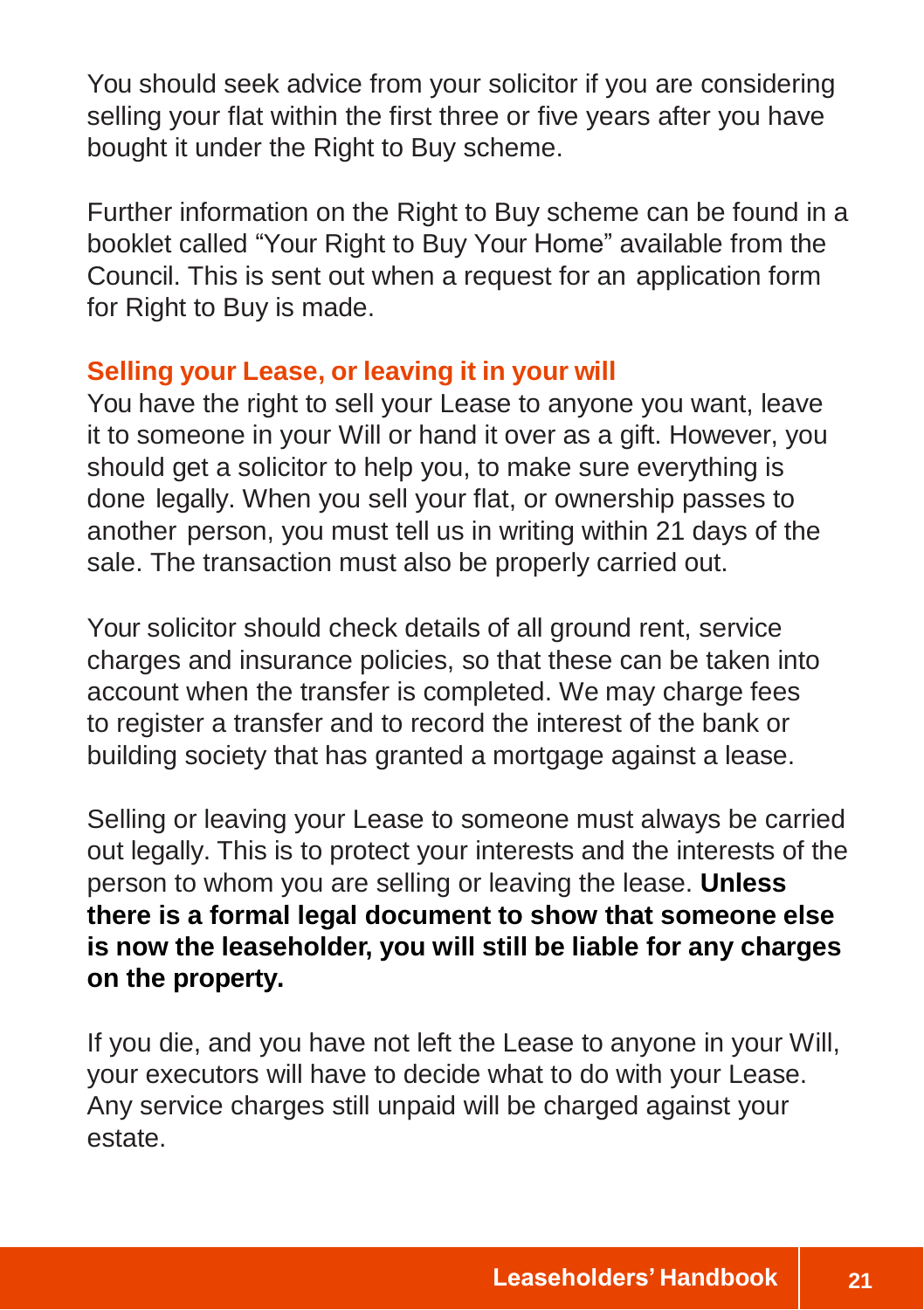You should seek advice from your solicitor if you are considering selling your flat within the first three or five years after you have bought it under the Right to Buy scheme.

Further information on the Right to Buy scheme can be found in a booklet called “Your Right to Buy Your Home” available from the Council. This is sent out when a request for an application form for Right to Buy is made.

## Selling your Lease, or leaving it in your will

You have the right to sell your Lease to anyone you want, leave it to someone in your Will or hand it over as a gift. However, you should get a solicitor to help you, to make sure everything is done legally. When you sell your flat, or ownership passes to another person, you must tell us in writing within 21 days of the sale. The transaction must also be properly carried out.

Your solicitor should check details of all ground rent, service charges and insurance policies, so that these can be taken into account when the transfer is completed. We may charge fees to register a transfer and to record the interest of the bank or building society that has granted a mortgage against a lease.

Selling or leaving your Lease to someone must always be carried out legally. This is to protect your interests and the interests of the person to whom you are selling or leaving the lease. **Unless there is a formal legal document to show that someone else is now the leaseholder, you will still be liable for any charges on the property.**

If you die, and you have not left the Lease to anyone in your Will, your executors will have to decide what to do with your Lease. Any service charges still unpaid will be charged against your estate.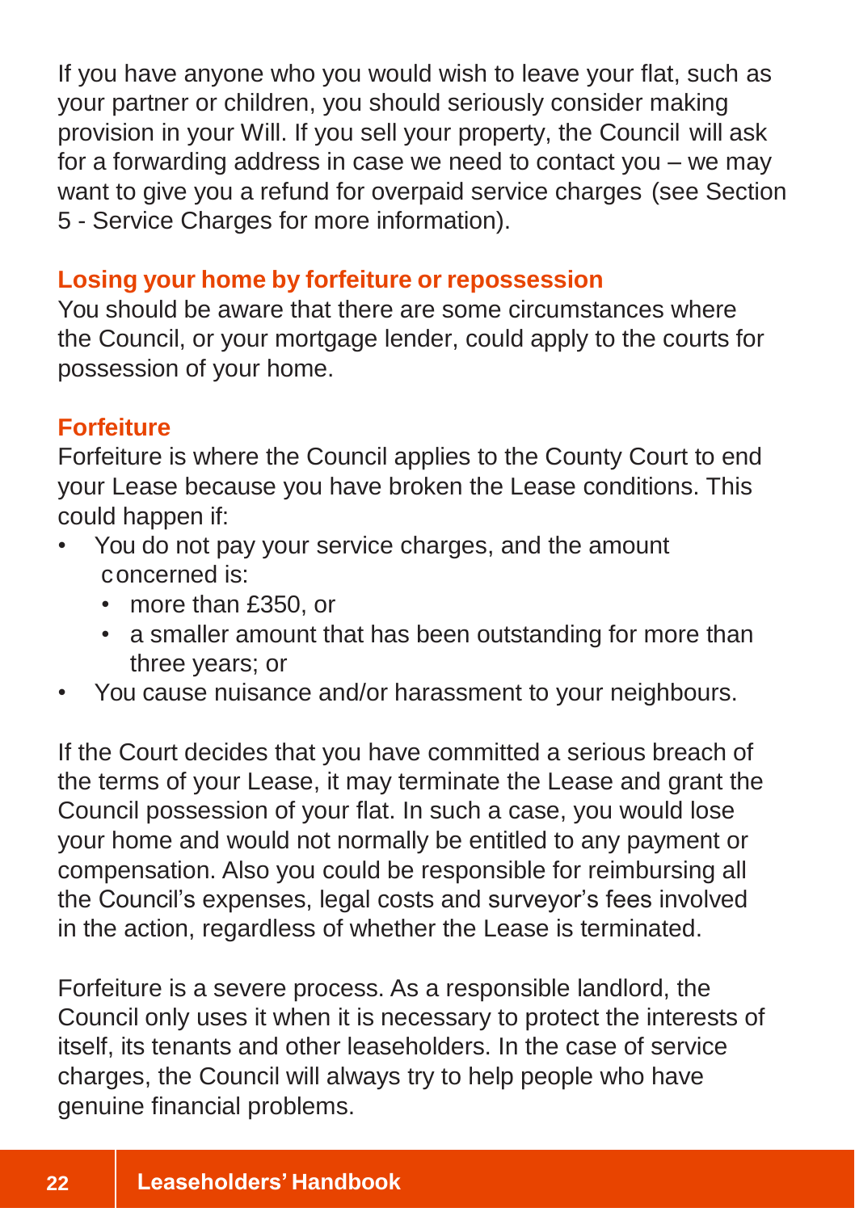If you have anyone who you would wish to leave your flat, such as your partner or children, you should seriously consider making provision in your Will. If you sell your property, the Council will ask for a forwarding address in case we need to contact you – we may want to give you a refund for overpaid service charges (see Section 5 - Service Charges for more information).

## Losing your home by forfeiture or repossession

You should be aware that there are some circumstances where the Council, or your mortgage lender, could apply to the courts for possession of your home.

## Forfeiture

Forfeiture is where the Council applies to the County Court to end your Lease because you have broken the Lease conditions. This could happen if:

- You do not pay your service charges, and the amount concerned is:
  - more than £350, or
  - a smaller amount that has been outstanding for more than three years; or
- You cause nuisance and/or harassment to your neighbours.

If the Court decides that you have committed a serious breach of the terms of your Lease, it may terminate the Lease and grant the Council possession of your flat. In such a case, you would lose your home and would not normally be entitled to any payment or compensation. Also you could be responsible for reimbursing all the Council's expenses, legal costs and surveyor's fees involved in the action, regardless of whether the Lease is terminated.

Forfeiture is a severe process. As a responsible landlord, the Council only uses it when it is necessary to protect the interests of itself, its tenants and other leaseholders. In the case of service charges, the Council will always try to help people who have genuine financial problems.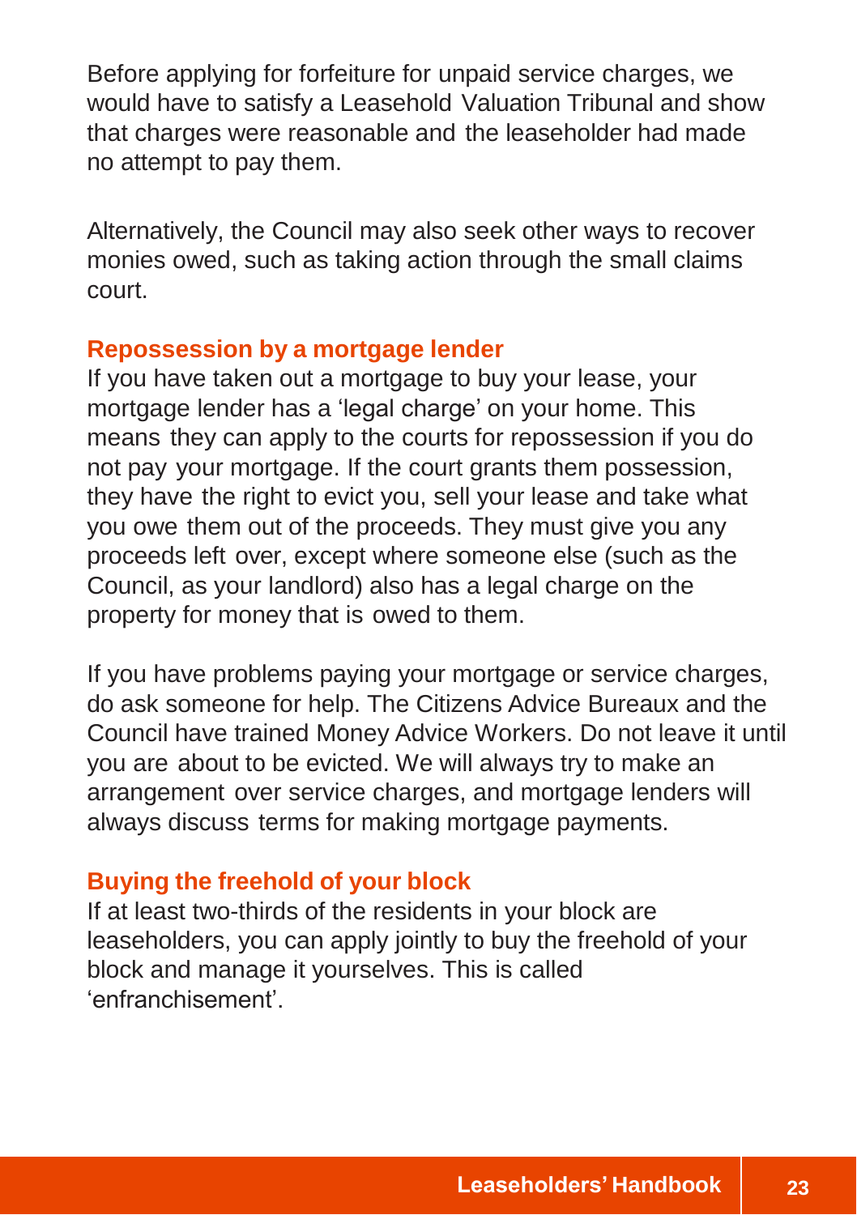Before applying for forfeiture for unpaid service charges, we would have to satisfy a Leasehold Valuation Tribunal and show that charges were reasonable and the leaseholder had made no attempt to pay them.

Alternatively, the Council may also seek other ways to recover monies owed, such as taking action through the small claims court.

### Repossession by a mortgage lender

If you have taken out a mortgage to buy your lease, your mortgage lender has a 'legal charge' on your home. This means they can apply to the courts for repossession if you do not pay your mortgage. If the court grants them possession, they have the right to evict you, sell your lease and take what you owe them out of the proceeds. They must give you any proceeds left over, except where someone else (such as the Council, as your landlord) also has a legal charge on the property for money that is owed to them.

If you have problems paying your mortgage or service charges, do ask someone for help. The Citizens Advice Bureaux and the Council have trained Money Advice Workers. Do not leave it until you are about to be evicted. We will always try to make an arrangement over service charges, and mortgage lenders will always discuss terms for making mortgage payments.

### Buying the freehold of your block

If at least two-thirds of the residents in your block are leaseholders, you can apply jointly to buy the freehold of your block and manage it yourselves. This is called 'enfranchisement'.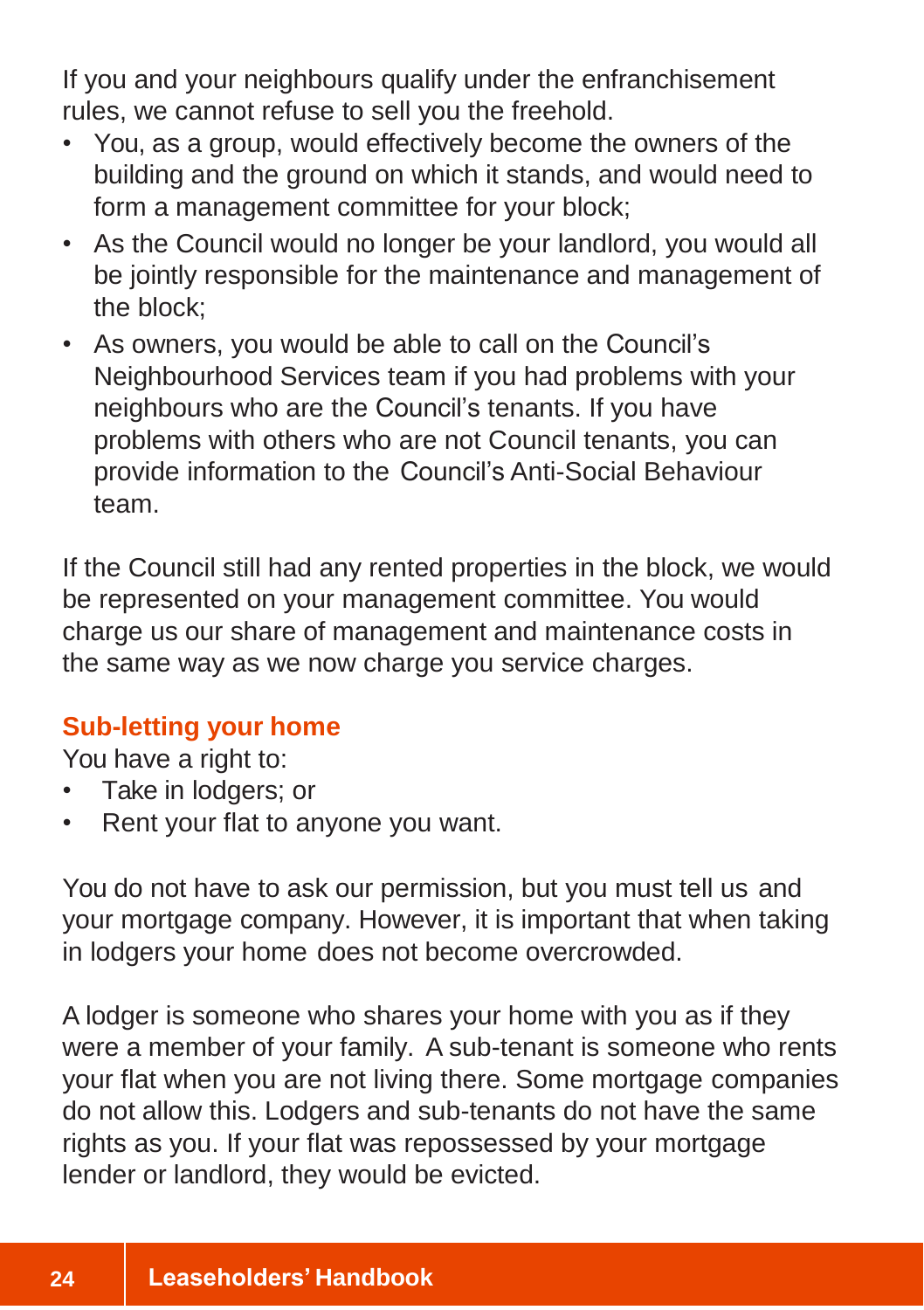If you and your neighbours qualify under the enfranchisement rules, we cannot refuse to sell you the freehold.

- You, as a group, would effectively become the owners of the building and the ground on which it stands, and would need to form a management committee for your block;
- As the Council would no longer be your landlord, you would all be jointly responsible for the maintenance and management of the block;
- As owners, you would be able to call on the Council's Neighbourhood Services team if you had problems with your neighbours who are the Council's tenants. If you have problems with others who are not Council tenants, you can provide information to the Council's Anti-Social Behaviour team.

If the Council still had any rented properties in the block, we would be represented on your management committee. You would charge us our share of management and maintenance costs in the same way as we now charge you service charges.

## Sub-letting your home

You have a right to:

- Take in lodgers; or
- Rent your flat to anyone you want.

You do not have to ask our permission, but you must tell us and your mortgage company. However, it is important that when taking in lodgers your home does not become overcrowded.

A lodger is someone who shares your home with you as if they were a member of your family. A sub-tenant is someone who rents your flat when you are not living there. Some mortgage companies do not allow this. Lodgers and sub-tenants do not have the same rights as you. If your flat was repossessed by your mortgage lender or landlord, they would be evicted.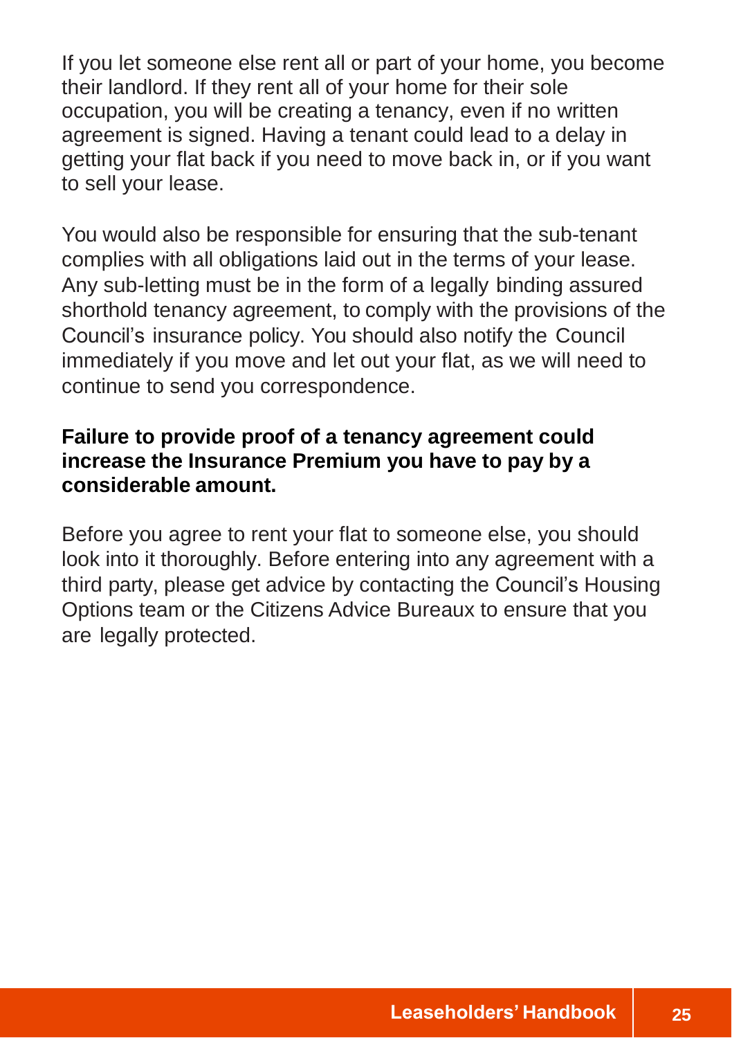If you let someone else rent all or part of your home, you become their landlord. If they rent all of your home for their sole occupation, you will be creating a tenancy, even if no written agreement is signed. Having a tenant could lead to a delay in getting your flat back if you need to move back in, or if you want to sell your lease.

You would also be responsible for ensuring that the sub-tenant complies with all obligations laid out in the terms of your lease. Any sub-letting must be in the form of a legally binding assured shorthold tenancy agreement, to comply with the provisions of the Council's insurance policy. You should also notify the Council immediately if you move and let out your flat, as we will need to continue to send you correspondence.

**Failure to provide proof of a tenancy agreement could increase the Insurance Premium you have to pay by a considerable amount.**

Before you agree to rent your flat to someone else, you should look into it thoroughly. Before entering into any agreement with a third party, please get advice by contacting the Council's Housing Options team or the Citizens Advice Bureaux to ensure that you are legally protected.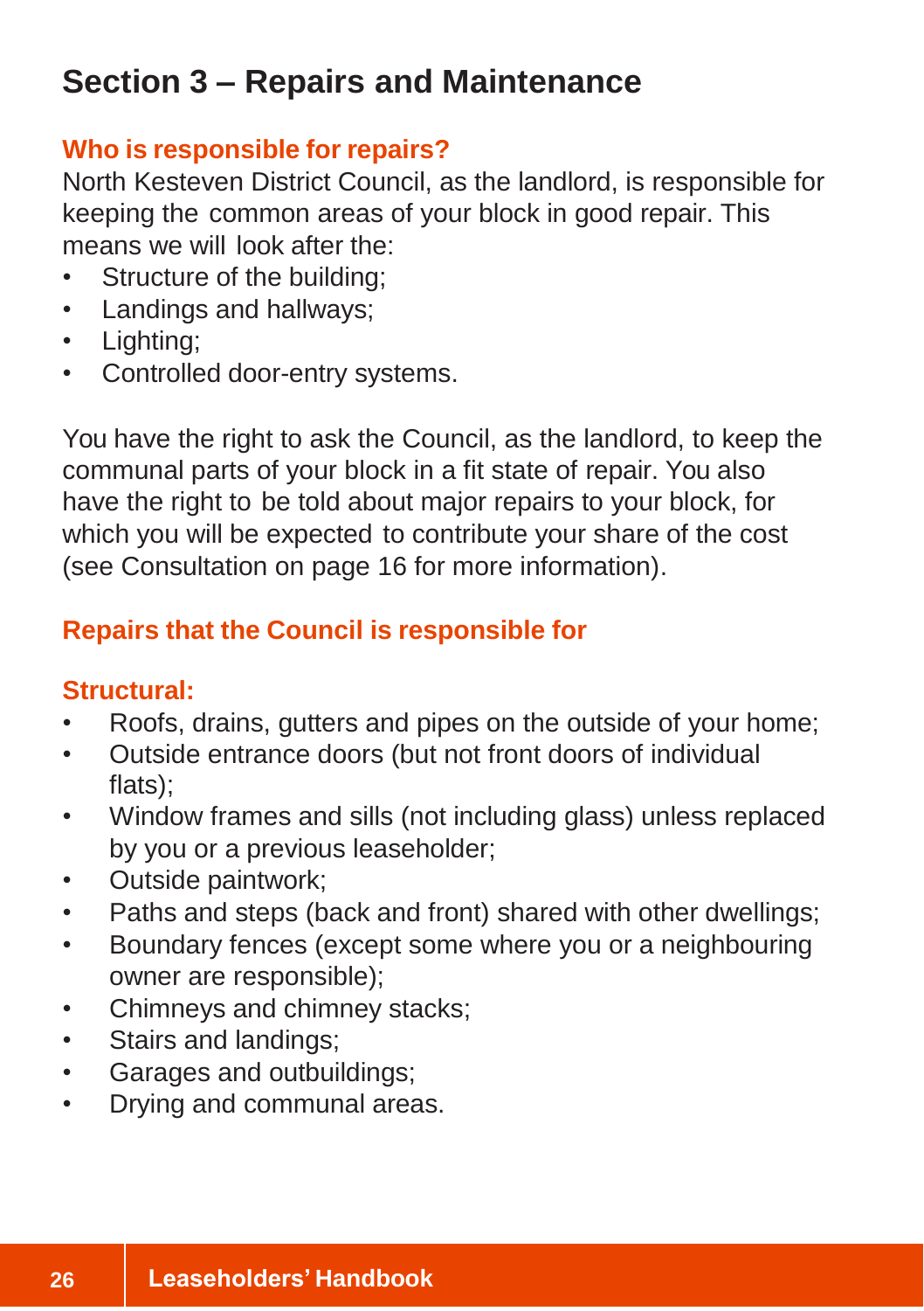# Section 3 – Repairs and Maintenance

## Who is responsible for repairs?

North Kesteven District Council, as the landlord, is responsible for keeping the common areas of your block in good repair. This means we will look after the:

- Structure of the building;
- Landings and hallways;
- Lighting;
- Controlled door-entry systems.

You have the right to ask the Council, as the landlord, to keep the communal parts of your block in a fit state of repair. You also have the right to be told about major repairs to your block, for which you will be expected to contribute your share of the cost (see Consultation on page 16 for more information).

## Repairs that the Council is responsible for

### Structural:

- Roofs, drains, gutters and pipes on the outside of your home;
- Outside entrance doors (but not front doors of individual flats);
- Window frames and sills (not including glass) unless replaced by you or a previous leaseholder;
- Outside paintwork;
- Paths and steps (back and front) shared with other dwellings;
- Boundary fences (except some where you or a neighbouring owner are responsible);
- Chimneys and chimney stacks;
- Stairs and landings;
- Garages and outbuildings;
- Drying and communal areas.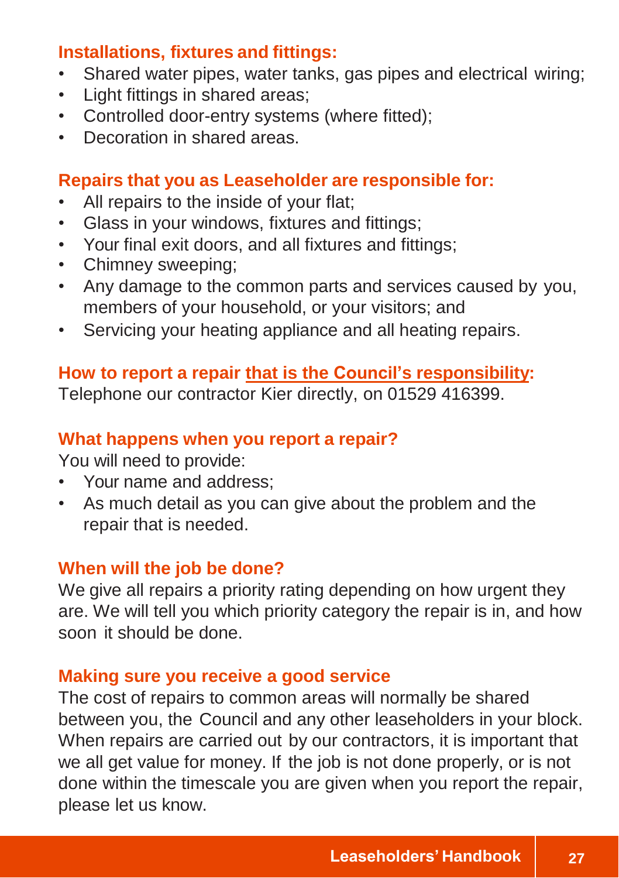### Installations, fixtures and fittings:

- Shared water pipes, water tanks, gas pipes and electrical wiring;
- Light fittings in shared areas;
- Controlled door-entry systems (where fitted);
- Decoration in shared areas.

### Repairs that you as Leaseholder are responsible for:

- All repairs to the inside of your flat;
- Glass in your windows, fixtures and fittings;
- Your final exit doors, and all fixtures and fittings;
- Chimney sweeping;
- Any damage to the common parts and services caused by you, members of your household, or your visitors; and
- Servicing your heating appliance and all heating repairs.

### How to report a repair <u>that is the Council's responsibility</u>:

Telephone our contractor Kier directly, on 01529 416399.

### What happens when you report a repair?

You will need to provide:

- Your name and address;
- As much detail as you can give about the problem and the repair that is needed.

### When will the job be done?

We give all repairs a priority rating depending on how urgent they are. We will tell you which priority category the repair is in, and how soon it should be done.

### Making sure you receive a good service

The cost of repairs to common areas will normally be shared between you, the Council and any other leaseholders in your block. When repairs are carried out by our contractors, it is important that we all get value for money. If the job is not done properly, or is not done within the timescale you are given when you report the repair, please let us know.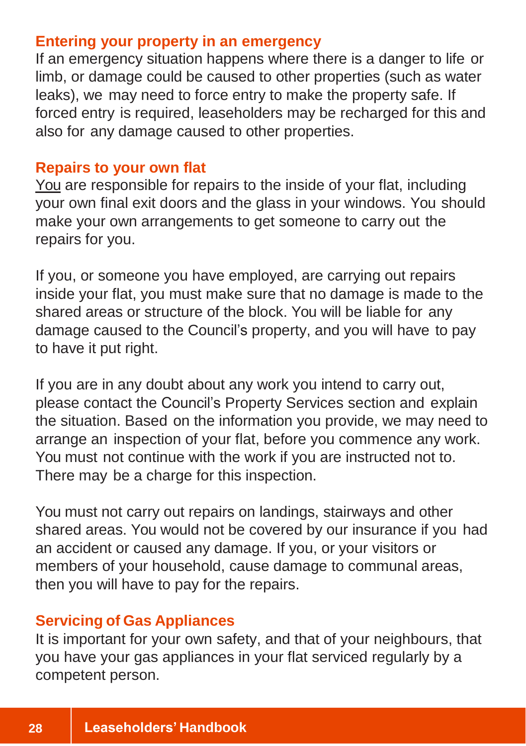## Entering your property in an emergency

If an emergency situation happens where there is a danger to life or limb, or damage could be caused to other properties (such as water leaks), we may need to force entry to make the property safe. If forced entry is required, leaseholders may be recharged for this and also for any damage caused to other properties.

## Repairs to your own flat

<u>You</u> are responsible for repairs to the inside of your flat, including your own final exit doors and the glass in your windows. You should make your own arrangements to get someone to carry out the repairs for you.

If you, or someone you have employed, are carrying out repairs inside your flat, you must make sure that no damage is made to the shared areas or structure of the block. You will be liable for any damage caused to the Council's property, and you will have to pay to have it put right.

If you are in any doubt about any work you intend to carry out, please contact the Council's Property Services section and explain the situation. Based on the information you provide, we may need to arrange an inspection of your flat, before you commence any work. You must not continue with the work if you are instructed not to. There may be a charge for this inspection.

You must not carry out repairs on landings, stairways and other shared areas. You would not be covered by our insurance if you had an accident or caused any damage. If you, or your visitors or members of your household, cause damage to communal areas, then you will have to pay for the repairs.

## Servicing of Gas Appliances

It is important for your own safety, and that of your neighbours, that you have your gas appliances in your flat serviced regularly by a competent person.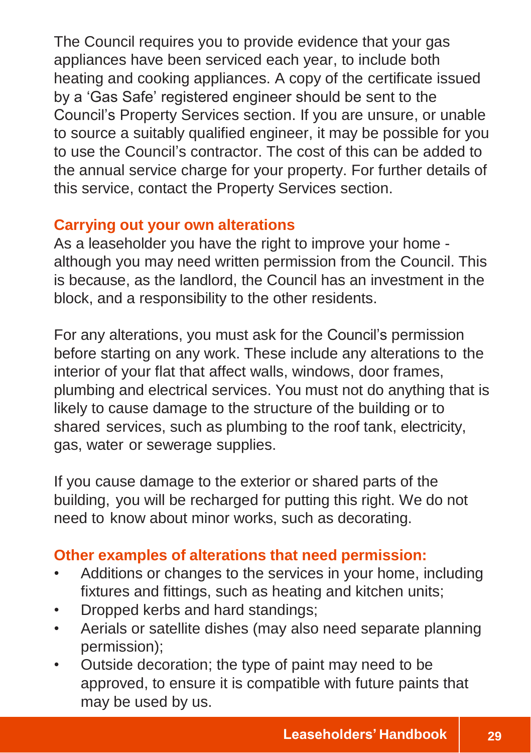The Council requires you to provide evidence that your gas appliances have been serviced each year, to include both heating and cooking appliances. A copy of the certificate issued by a 'Gas Safe' registered engineer should be sent to the Council's Property Services section. If you are unsure, or unable to source a suitably qualified engineer, it may be possible for you to use the Council's contractor. The cost of this can be added to the annual service charge for your property. For further details of this service, contact the Property Services section.

## Carrying out your own alterations

As a leaseholder you have the right to improve your home - although you may need written permission from the Council. This is because, as the landlord, the Council has an investment in the block, and a responsibility to the other residents.

For any alterations, you must ask for the Council's permission before starting on any work. These include any alterations to the interior of your flat that affect walls, windows, door frames, plumbing and electrical services. You must not do anything that is likely to cause damage to the structure of the building or to shared services, such as plumbing to the roof tank, electricity, gas, water or sewerage supplies.

If you cause damage to the exterior or shared parts of the building, you will be recharged for putting this right. We do not need to know about minor works, such as decorating.

## Other examples of alterations that need permission:

- Additions or changes to the services in your home, including fixtures and fittings, such as heating and kitchen units;
- Dropped kerbs and hard standings;
- Aerials or satellite dishes (may also need separate planning permission);
- Outside decoration; the type of paint may need to be approved, to ensure it is compatible with future paints that may be used by us.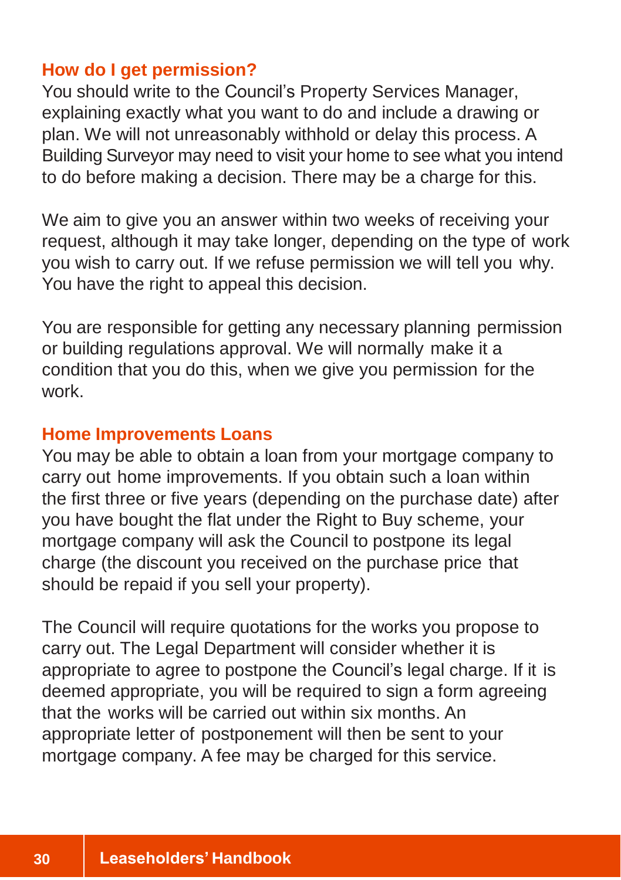## How do I get permission?

You should write to the Council's Property Services Manager, explaining exactly what you want to do and include a drawing or plan. We will not unreasonably withhold or delay this process. A Building Surveyor may need to visit your home to see what you intend to do before making a decision. There may be a charge for this.

We aim to give you an answer within two weeks of receiving your request, although it may take longer, depending on the type of work you wish to carry out. If we refuse permission we will tell you why. You have the right to appeal this decision.

You are responsible for getting any necessary planning permission or building regulations approval. We will normally make it a condition that you do this, when we give you permission for the work.

## Home Improvements Loans

You may be able to obtain a loan from your mortgage company to carry out home improvements. If you obtain such a loan within the first three or five years (depending on the purchase date) after you have bought the flat under the Right to Buy scheme, your mortgage company will ask the Council to postpone its legal charge (the discount you received on the purchase price that should be repaid if you sell your property).

The Council will require quotations for the works you propose to carry out. The Legal Department will consider whether it is appropriate to agree to postpone the Council's legal charge. If it is deemed appropriate, you will be required to sign a form agreeing that the works will be carried out within six months. An appropriate letter of postponement will then be sent to your mortgage company. A fee may be charged for this service.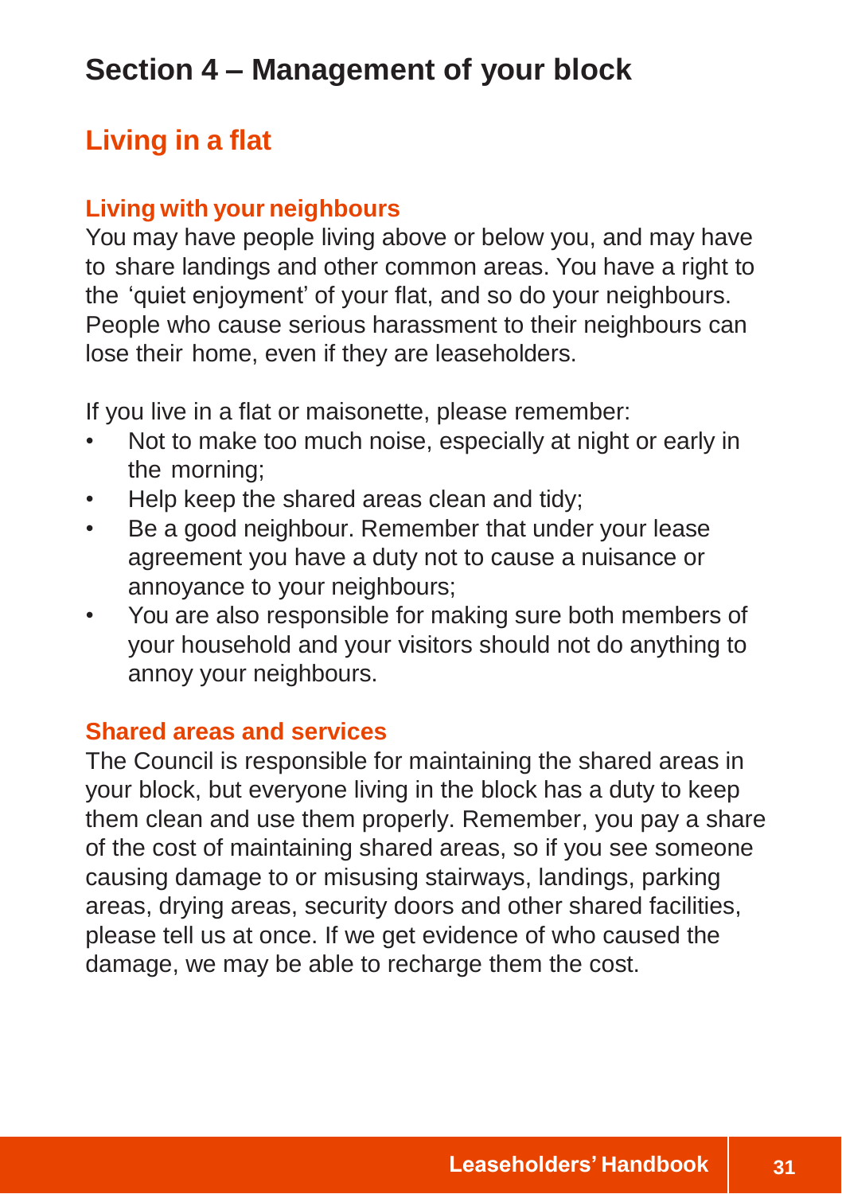# Section 4 – Management of your block

## Living in a flat

### Living with your neighbours

You may have people living above or below you, and may have to share landings and other common areas. You have a right to the 'quiet enjoyment' of your flat, and so do your neighbours. People who cause serious harassment to their neighbours can lose their home, even if they are leaseholders.

If you live in a flat or maisonette, please remember:

- Not to make too much noise, especially at night or early in the morning;
- Help keep the shared areas clean and tidy;
- Be a good neighbour. Remember that under your lease agreement you have a duty not to cause a nuisance or annoyance to your neighbours;
- You are also responsible for making sure both members of your household and your visitors should not do anything to annoy your neighbours.

### Shared areas and services

The Council is responsible for maintaining the shared areas in your block, but everyone living in the block has a duty to keep them clean and use them properly. Remember, you pay a share of the cost of maintaining shared areas, so if you see someone causing damage to or misusing stairways, landings, parking areas, drying areas, security doors and other shared facilities, please tell us at once. If we get evidence of who caused the damage, we may be able to recharge them the cost.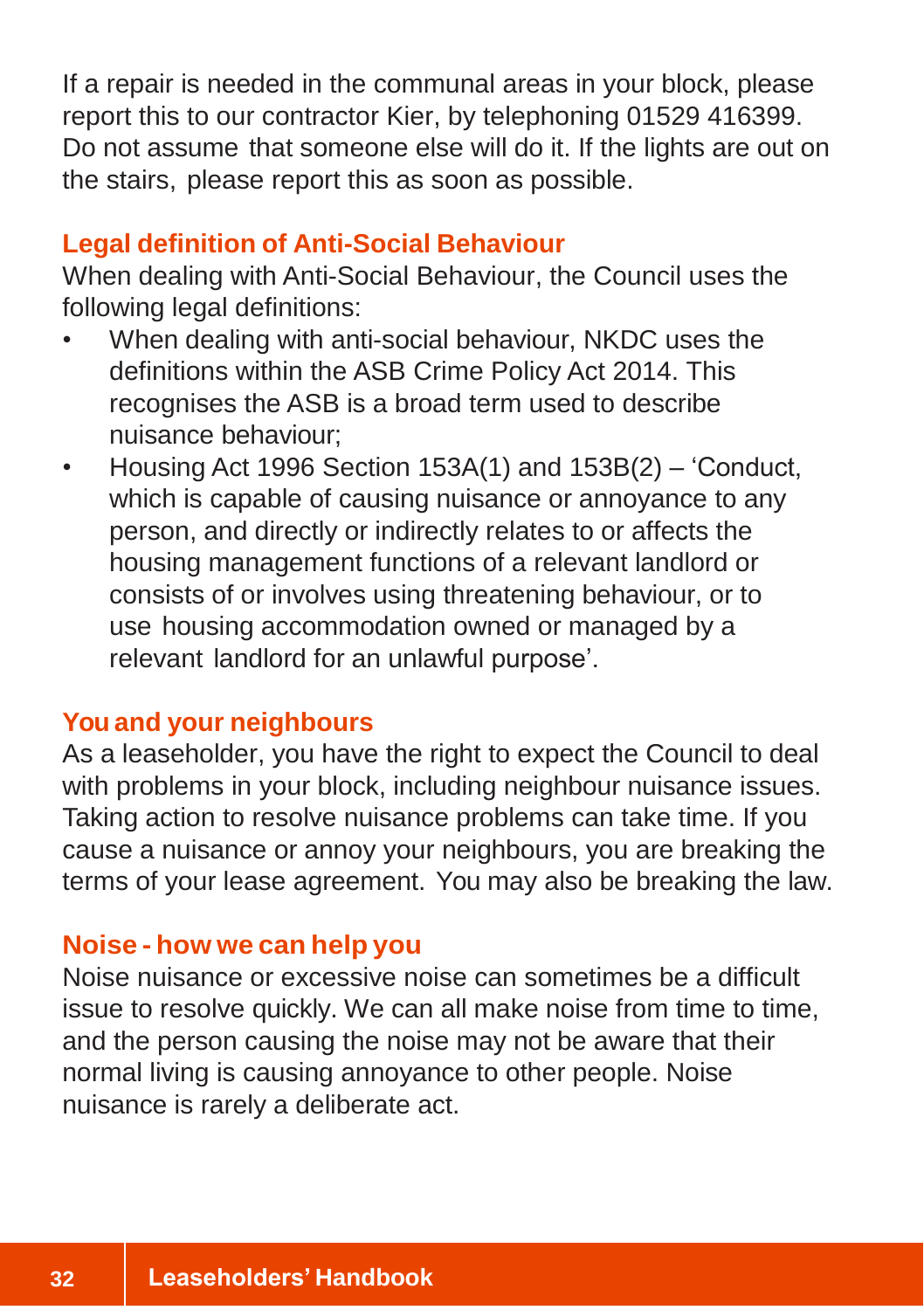If a repair is needed in the communal areas in your block, please report this to our contractor Kier, by telephoning 01529 416399. Do not assume that someone else will do it. If the lights are out on the stairs, please report this as soon as possible.

## Legal definition of Anti-Social Behaviour

When dealing with Anti-Social Behaviour, the Council uses the following legal definitions:

- When dealing with anti-social behaviour, NKDC uses the definitions within the ASB Crime Policy Act 2014. This recognises the ASB is a broad term used to describe nuisance behaviour;
- Housing Act 1996 Section 153A(1) and 153B(2) – 'Conduct, which is capable of causing nuisance or annoyance to any person, and directly or indirectly relates to or affects the housing management functions of a relevant landlord or consists of or involves using threatening behaviour, or to use housing accommodation owned or managed by a relevant landlord for an unlawful purpose'.

## You and your neighbours

As a leaseholder, you have the right to expect the Council to deal with problems in your block, including neighbour nuisance issues. Taking action to resolve nuisance problems can take time. If you cause a nuisance or annoy your neighbours, you are breaking the terms of your lease agreement. You may also be breaking the law.

## Noise - how we can help you

Noise nuisance or excessive noise can sometimes be a difficult issue to resolve quickly. We can all make noise from time to time, and the person causing the noise may not be aware that their normal living is causing annoyance to other people. Noise nuisance is rarely a deliberate act.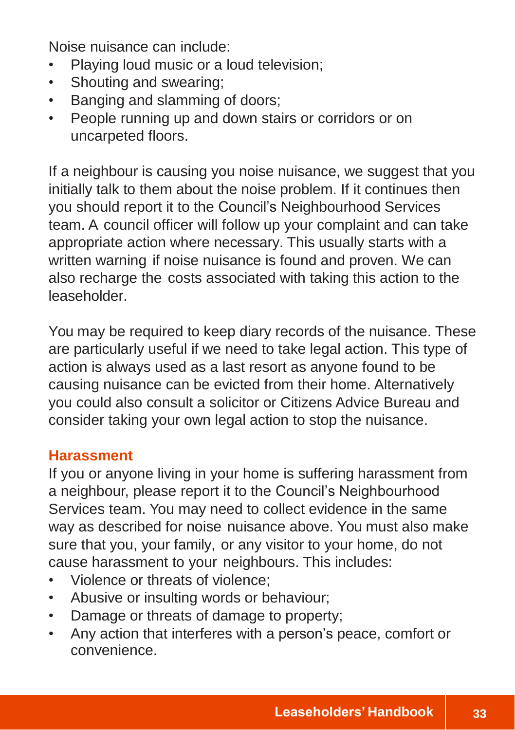Noise nuisance can include:

- Playing loud music or a loud television;
- Shouting and swearing;
- Banging and slamming of doors;
- People running up and down stairs or corridors or on uncarpeted floors.

If a neighbour is causing you noise nuisance, we suggest that you initially talk to them about the noise problem. If it continues then you should report it to the Council's Neighbourhood Services team. A council officer will follow up your complaint and can take appropriate action where necessary. This usually starts with a written warning if noise nuisance is found and proven. We can also recharge the costs associated with taking this action to the leaseholder.

You may be required to keep diary records of the nuisance. These are particularly useful if we need to take legal action. This type of action is always used as a last resort as anyone found to be causing nuisance can be evicted from their home. Alternatively you could also consult a solicitor or Citizens Advice Bureau and consider taking your own legal action to stop the nuisance.

## Harassment

If you or anyone living in your home is suffering harassment from a neighbour, please report it to the Council's Neighbourhood Services team. You may need to collect evidence in the same way as described for noise nuisance above. You must also make sure that you, your family, or any visitor to your home, do not cause harassment to your neighbours. This includes:

- Violence or threats of violence;
- Abusive or insulting words or behaviour;
- Damage or threats of damage to property;
- Any action that interferes with a person's peace, comfort or convenience.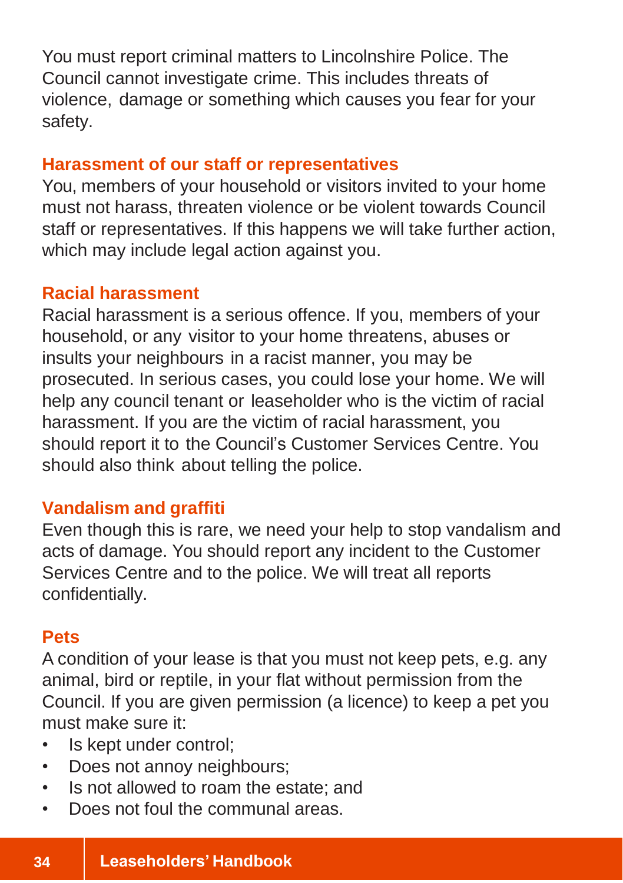You must report criminal matters to Lincolnshire Police. The Council cannot investigate crime. This includes threats of violence, damage or something which causes you fear for your safety.

### Harassment of our staff or representatives

You, members of your household or visitors invited to your home must not harass, threaten violence or be violent towards Council staff or representatives. If this happens we will take further action, which may include legal action against you.

### Racial harassment

Racial harassment is a serious offence. If you, members of your household, or any visitor to your home threatens, abuses or insults your neighbours in a racist manner, you may be prosecuted. In serious cases, you could lose your home. We will help any council tenant or leaseholder who is the victim of racial harassment. If you are the victim of racial harassment, you should report it to the Council's Customer Services Centre. You should also think about telling the police.

### Vandalism and graffiti

Even though this is rare, we need your help to stop vandalism and acts of damage. You should report any incident to the Customer Services Centre and to the police. We will treat all reports confidentially.

### Pets

A condition of your lease is that you must not keep pets, e.g. any animal, bird or reptile, in your flat without permission from the Council. If you are given permission (a licence) to keep a pet you must make sure it:

- Is kept under control;
- Does not annoy neighbours;
- Is not allowed to roam the estate; and
- Does not foul the communal areas.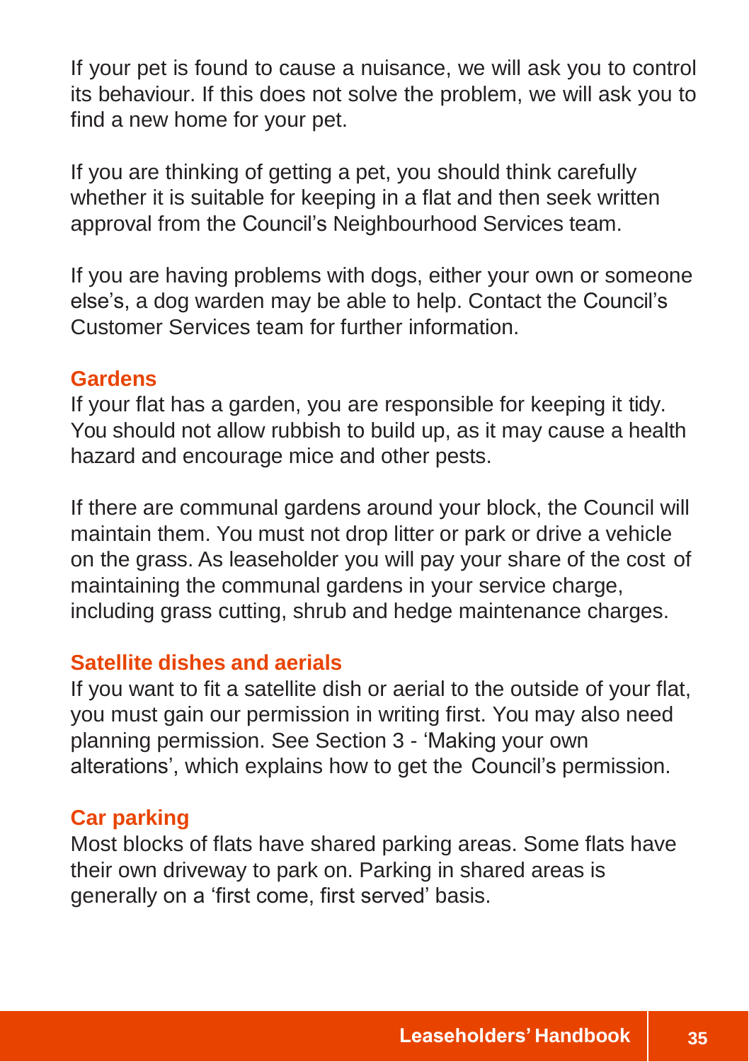If your pet is found to cause a nuisance, we will ask you to control its behaviour. If this does not solve the problem, we will ask you to find a new home for your pet.

If you are thinking of getting a pet, you should think carefully whether it is suitable for keeping in a flat and then seek written approval from the Council's Neighbourhood Services team.

If you are having problems with dogs, either your own or someone else's, a dog warden may be able to help. Contact the Council's Customer Services team for further information.

### Gardens

If your flat has a garden, you are responsible for keeping it tidy. You should not allow rubbish to build up, as it may cause a health hazard and encourage mice and other pests.

If there are communal gardens around your block, the Council will maintain them. You must not drop litter or park or drive a vehicle on the grass. As leaseholder you will pay your share of the cost of maintaining the communal gardens in your service charge, including grass cutting, shrub and hedge maintenance charges.

### Satellite dishes and aerials

If you want to fit a satellite dish or aerial to the outside of your flat, you must gain our permission in writing first. You may also need planning permission. See Section 3 - 'Making your own alterations', which explains how to get the Council's permission.

### Car parking

Most blocks of flats have shared parking areas. Some flats have their own driveway to park on. Parking in shared areas is generally on a 'first come, first served' basis.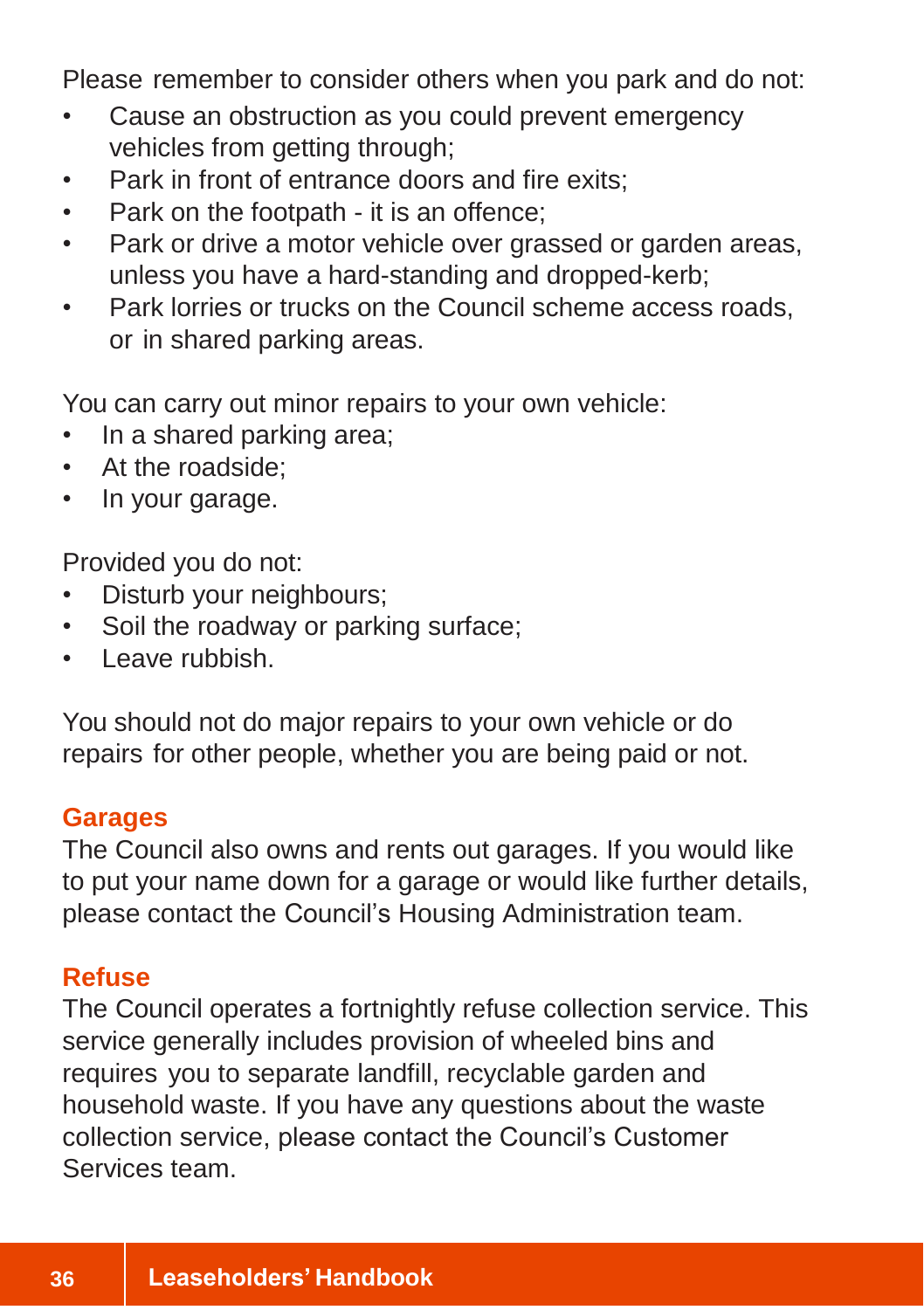Please remember to consider others when you park and do not:

- Cause an obstruction as you could prevent emergency vehicles from getting through;
- Park in front of entrance doors and fire exits;
- Park on the footpath - it is an offence;
- Park or drive a motor vehicle over grassed or garden areas, unless you have a hard-standing and dropped-kerb;
- Park lorries or trucks on the Council scheme access roads, or in shared parking areas.

You can carry out minor repairs to your own vehicle:

- In a shared parking area;
- At the roadside;
- In your garage.

Provided you do not:

- Disturb your neighbours;
- Soil the roadway or parking surface;
- Leave rubbish.

You should not do major repairs to your own vehicle or do repairs for other people, whether you are being paid or not.

## Garages

The Council also owns and rents out garages. If you would like to put your name down for a garage or would like further details, please contact the Council's Housing Administration team.

## Refuse

The Council operates a fortnightly refuse collection service. This service generally includes provision of wheeled bins and requires you to separate landfill, recyclable garden and household waste. If you have any questions about the waste collection service, please contact the Council's Customer Services team.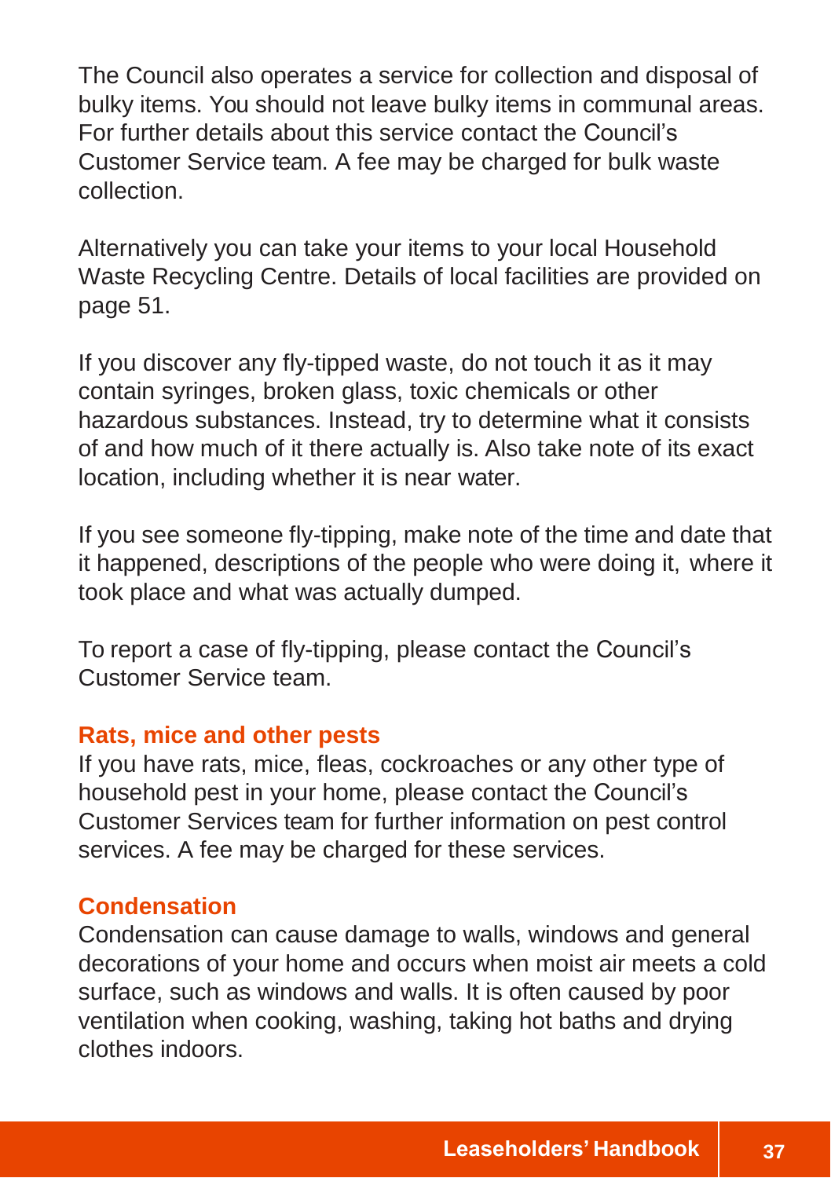The Council also operates a service for collection and disposal of bulky items. You should not leave bulky items in communal areas. For further details about this service contact the Council's Customer Service team. A fee may be charged for bulk waste collection.

Alternatively you can take your items to your local Household Waste Recycling Centre. Details of local facilities are provided on page 51.

If you discover any fly-tipped waste, do not touch it as it may contain syringes, broken glass, toxic chemicals or other hazardous substances. Instead, try to determine what it consists of and how much of it there actually is. Also take note of its exact location, including whether it is near water.

If you see someone fly-tipping, make note of the time and date that it happened, descriptions of the people who were doing it, where it took place and what was actually dumped.

To report a case of fly-tipping, please contact the Council's Customer Service team.

## Rats, mice and other pests

If you have rats, mice, fleas, cockroaches or any other type of household pest in your home, please contact the Council's Customer Services team for further information on pest control services. A fee may be charged for these services.

## Condensation

Condensation can cause damage to walls, windows and general decorations of your home and occurs when moist air meets a cold surface, such as windows and walls. It is often caused by poor ventilation when cooking, washing, taking hot baths and drying clothes indoors.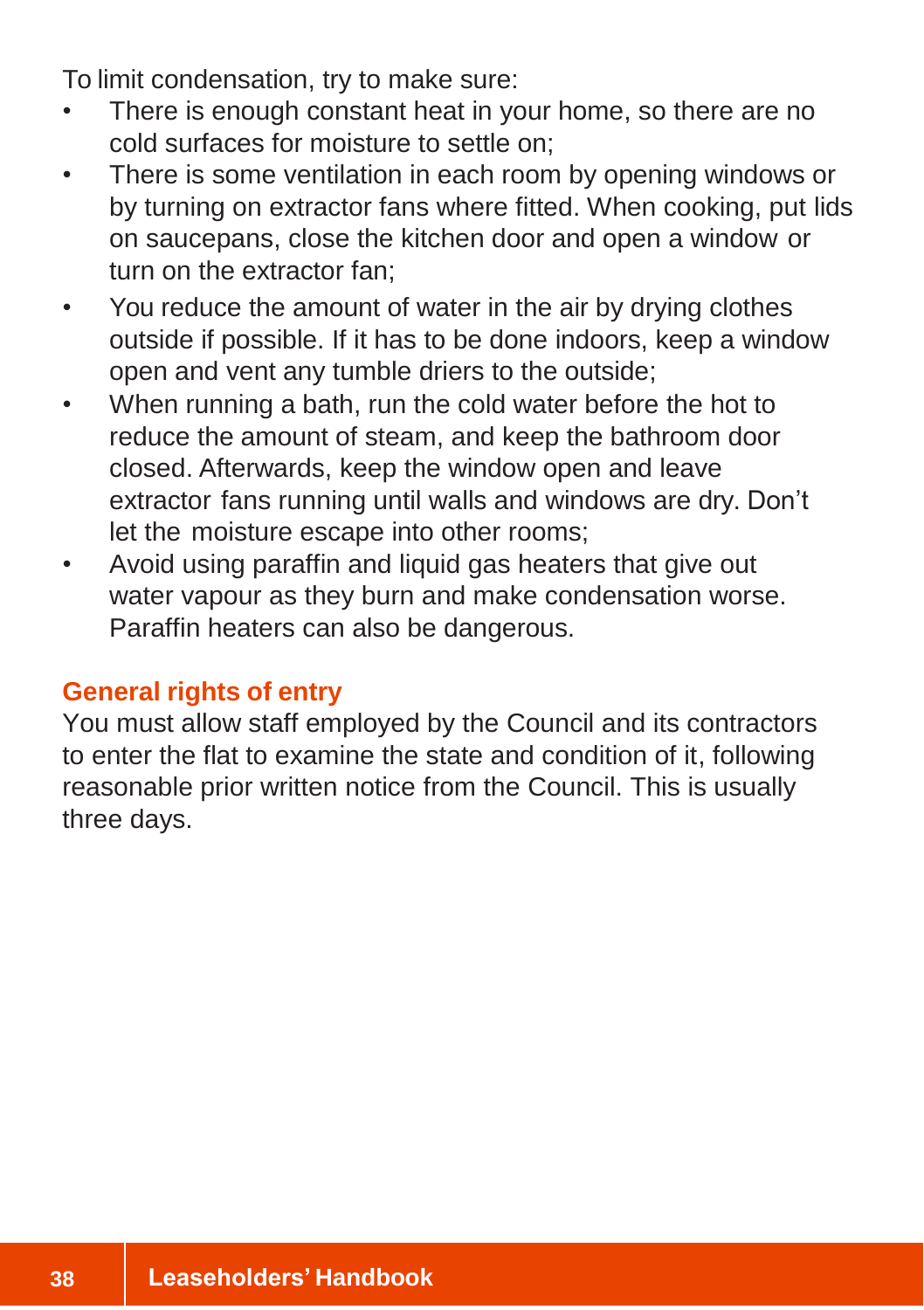To limit condensation, try to make sure:

- There is enough constant heat in your home, so there are no cold surfaces for moisture to settle on;
- There is some ventilation in each room by opening windows or by turning on extractor fans where fitted. When cooking, put lids on saucepans, close the kitchen door and open a window or turn on the extractor fan;
- You reduce the amount of water in the air by drying clothes outside if possible. If it has to be done indoors, keep a window open and vent any tumble driers to the outside;
- When running a bath, run the cold water before the hot to reduce the amount of steam, and keep the bathroom door closed. Afterwards, keep the window open and leave extractor fans running until walls and windows are dry. Don't let the moisture escape into other rooms;
- Avoid using paraffin and liquid gas heaters that give out water vapour as they burn and make condensation worse. Paraffin heaters can also be dangerous.

## General rights of entry

You must allow staff employed by the Council and its contractors to enter the flat to examine the state and condition of it, following reasonable prior written notice from the Council. This is usually three days.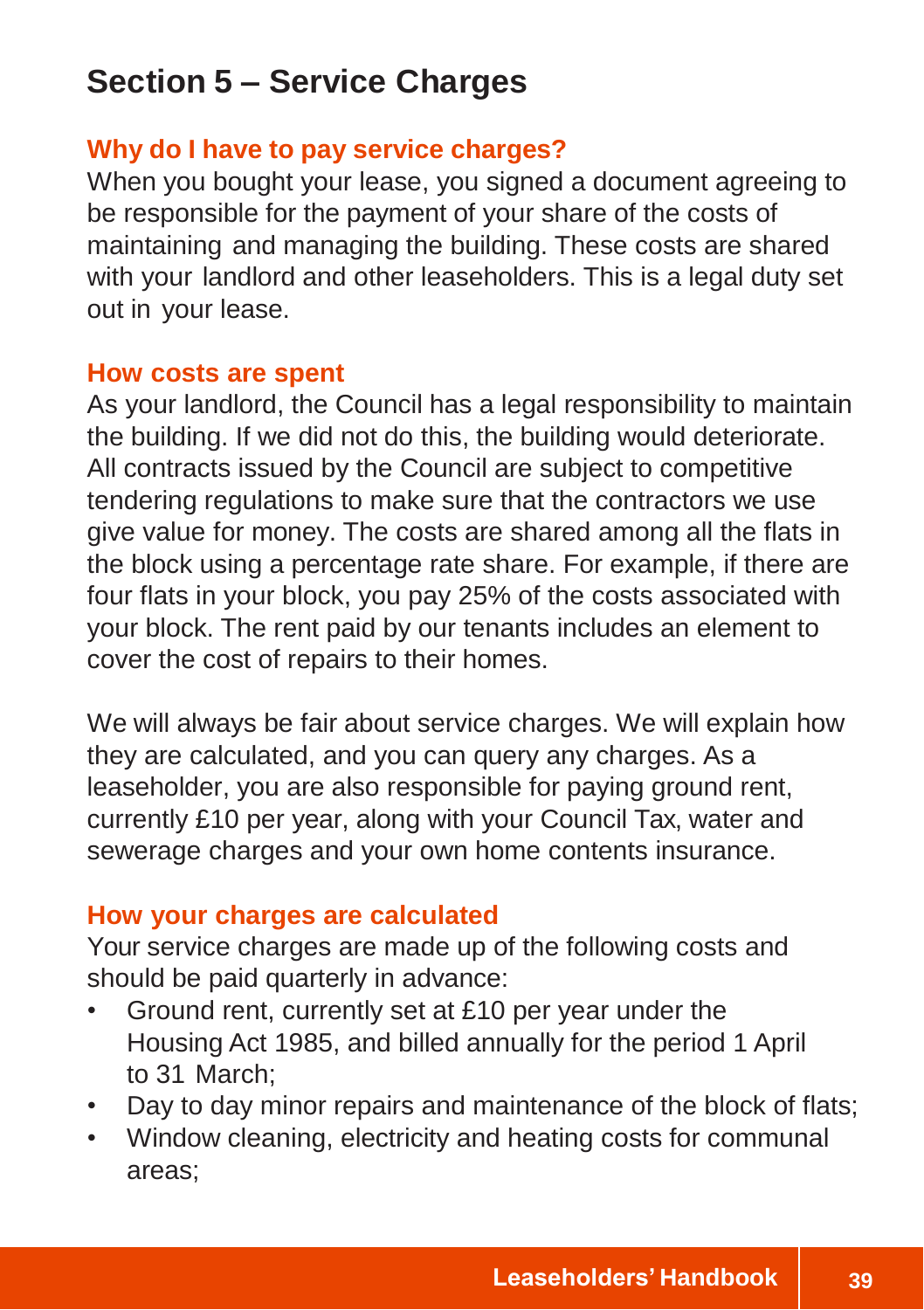# Section 5 – Service Charges

## Why do I have to pay service charges?

When you bought your lease, you signed a document agreeing to be responsible for the payment of your share of the costs of maintaining and managing the building. These costs are shared with your landlord and other leaseholders. This is a legal duty set out in your lease.

## How costs are spent

As your landlord, the Council has a legal responsibility to maintain the building. If we did not do this, the building would deteriorate. All contracts issued by the Council are subject to competitive tendering regulations to make sure that the contractors we use give value for money. The costs are shared among all the flats in the block using a percentage rate share. For example, if there are four flats in your block, you pay 25% of the costs associated with your block. The rent paid by our tenants includes an element to cover the cost of repairs to their homes.

We will always be fair about service charges. We will explain how they are calculated, and you can query any charges. As a leaseholder, you are also responsible for paying ground rent, currently £10 per year, along with your Council Tax, water and sewerage charges and your own home contents insurance.

## How your charges are calculated

Your service charges are made up of the following costs and should be paid quarterly in advance:

- Ground rent, currently set at £10 per year under the Housing Act 1985, and billed annually for the period 1 April to 31 March;
- Day to day minor repairs and maintenance of the block of flats;
- Window cleaning, electricity and heating costs for communal areas;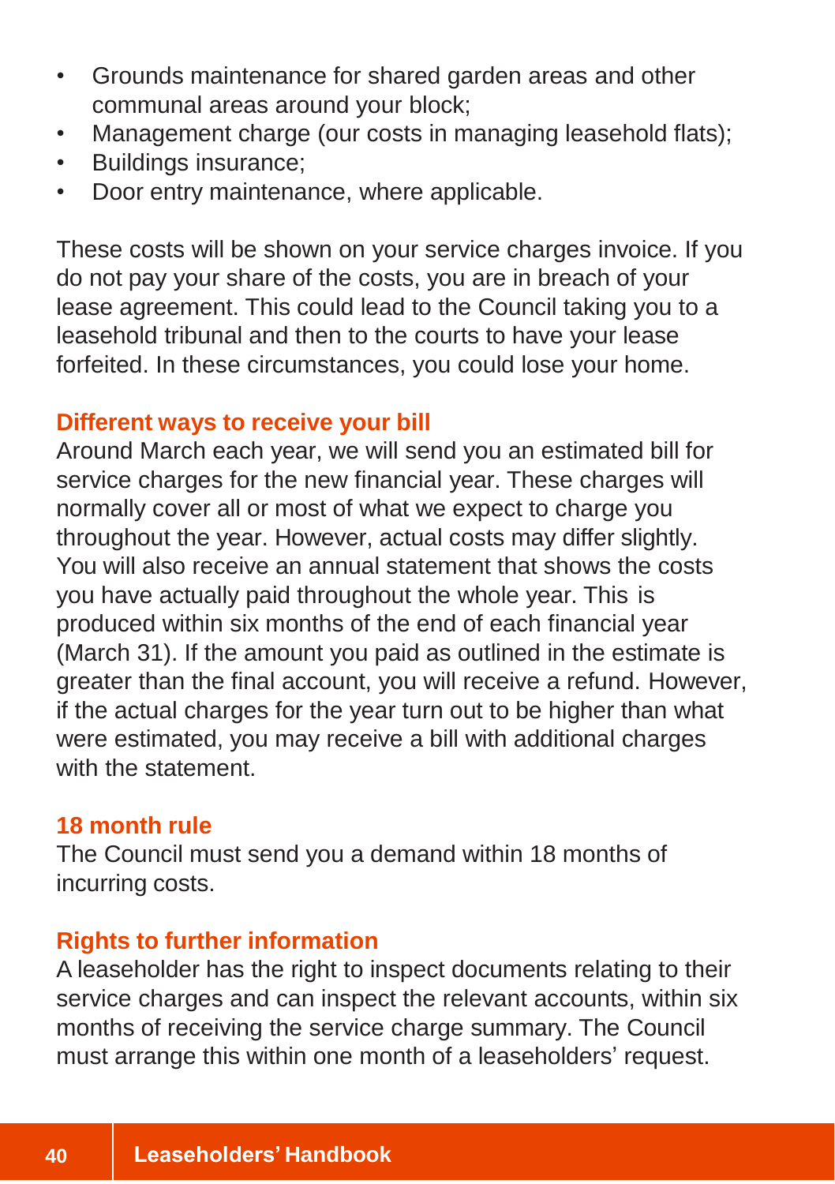- Grounds maintenance for shared garden areas and other communal areas around your block;
- Management charge (our costs in managing leasehold flats);
- Buildings insurance;
- Door entry maintenance, where applicable.

These costs will be shown on your service charges invoice. If you do not pay your share of the costs, you are in breach of your lease agreement. This could lead to the Council taking you to a leasehold tribunal and then to the courts to have your lease forfeited. In these circumstances, you could lose your home.

### Different ways to receive your bill

Around March each year, we will send you an estimated bill for service charges for the new financial year. These charges will normally cover all or most of what we expect to charge you throughout the year. However, actual costs may differ slightly. You will also receive an annual statement that shows the costs you have actually paid throughout the whole year. This is produced within six months of the end of each financial year (March 31). If the amount you paid as outlined in the estimate is greater than the final account, you will receive a refund. However, if the actual charges for the year turn out to be higher than what were estimated, you may receive a bill with additional charges with the statement.

### 18 month rule

The Council must send you a demand within 18 months of incurring costs.

### Rights to further information

A leaseholder has the right to inspect documents relating to their service charges and can inspect the relevant accounts, within six months of receiving the service charge summary. The Council must arrange this within one month of a leaseholders' request.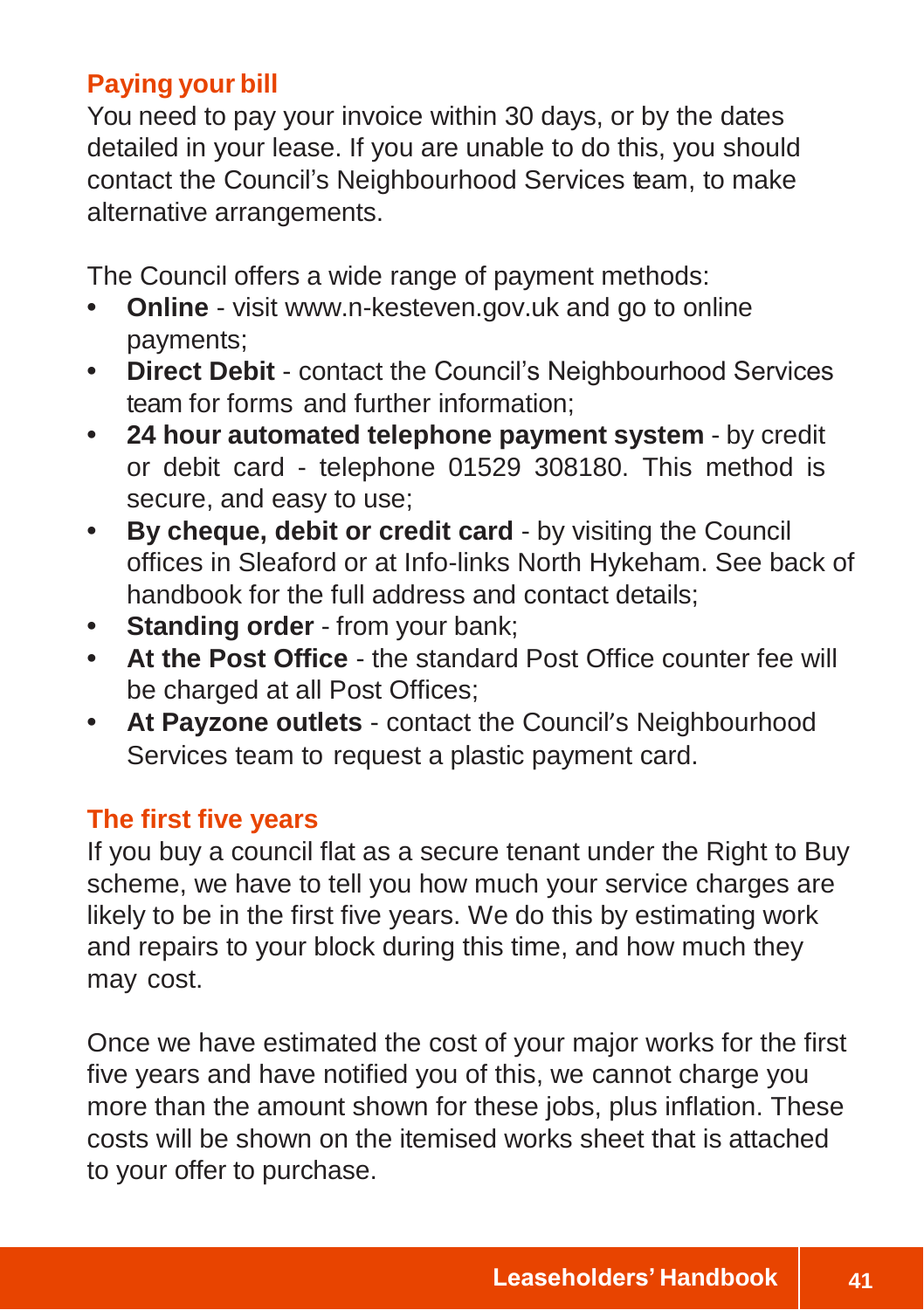## Paying your bill

You need to pay your invoice within 30 days, or by the dates detailed in your lease. If you are unable to do this, you should contact the Council's Neighbourhood Services team, to make alternative arrangements.

The Council offers a wide range of payment methods:

- **Online** - visit www.n-kesteven.gov.uk and go to online payments;
- **Direct Debit** - contact the Council's Neighbourhood Services team for forms and further information;
- **24 hour automated telephone payment system** - by credit or debit card - telephone 01529 308180. This method is secure, and easy to use;
- **By cheque, debit or credit card** - by visiting the Council offices in Sleaford or at Info-links North Hykeham. See back of handbook for the full address and contact details;
- **Standing order** - from your bank;
- **At the Post Office** - the standard Post Office counter fee will be charged at all Post Offices;
- **At Payzone outlets** - contact the Council's Neighbourhood Services team to request a plastic payment card.

## The first five years

If you buy a council flat as a secure tenant under the Right to Buy scheme, we have to tell you how much your service charges are likely to be in the first five years. We do this by estimating work and repairs to your block during this time, and how much they may cost.

Once we have estimated the cost of your major works for the first five years and have notified you of this, we cannot charge you more than the amount shown for these jobs, plus inflation. These costs will be shown on the itemised works sheet that is attached to your offer to purchase.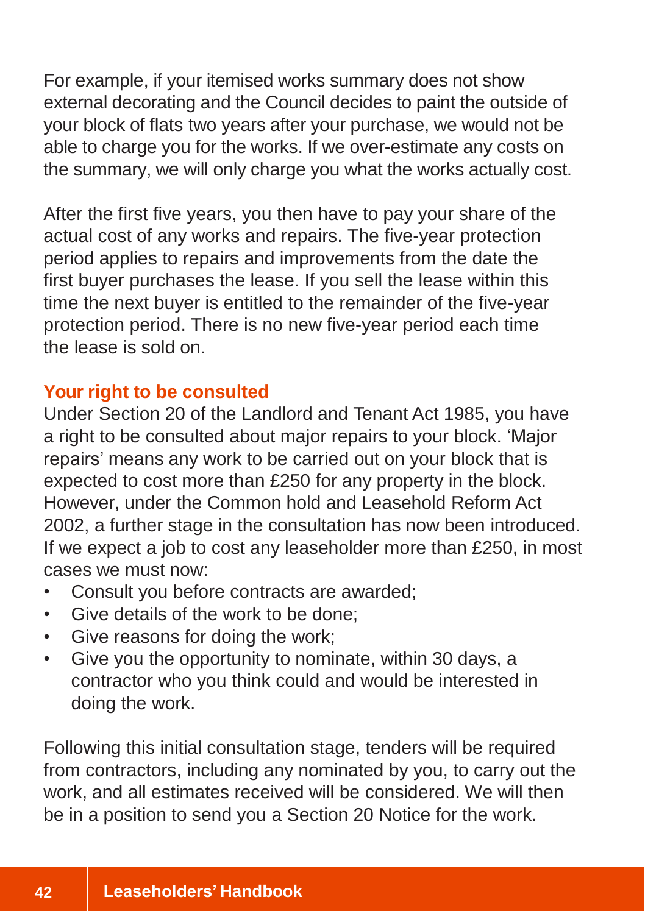For example, if your itemised works summary does not show external decorating and the Council decides to paint the outside of your block of flats two years after your purchase, we would not be able to charge you for the works. If we over-estimate any costs on the summary, we will only charge you what the works actually cost.

After the first five years, you then have to pay your share of the actual cost of any works and repairs. The five-year protection period applies to repairs and improvements from the date the first buyer purchases the lease. If you sell the lease within this time the next buyer is entitled to the remainder of the five-year protection period. There is no new five-year period each time the lease is sold on.

## Your right to be consulted

Under Section 20 of the Landlord and Tenant Act 1985, you have a right to be consulted about major repairs to your block. 'Major repairs' means any work to be carried out on your block that is expected to cost more than £250 for any property in the block. However, under the Common hold and Leasehold Reform Act 2002, a further stage in the consultation has now been introduced. If we expect a job to cost any leaseholder more than £250, in most cases we must now:

- Consult you before contracts are awarded;
- Give details of the work to be done;
- Give reasons for doing the work;
- Give you the opportunity to nominate, within 30 days, a contractor who you think could and would be interested in doing the work.

Following this initial consultation stage, tenders will be required from contractors, including any nominated by you, to carry out the work, and all estimates received will be considered. We will then be in a position to send you a Section 20 Notice for the work.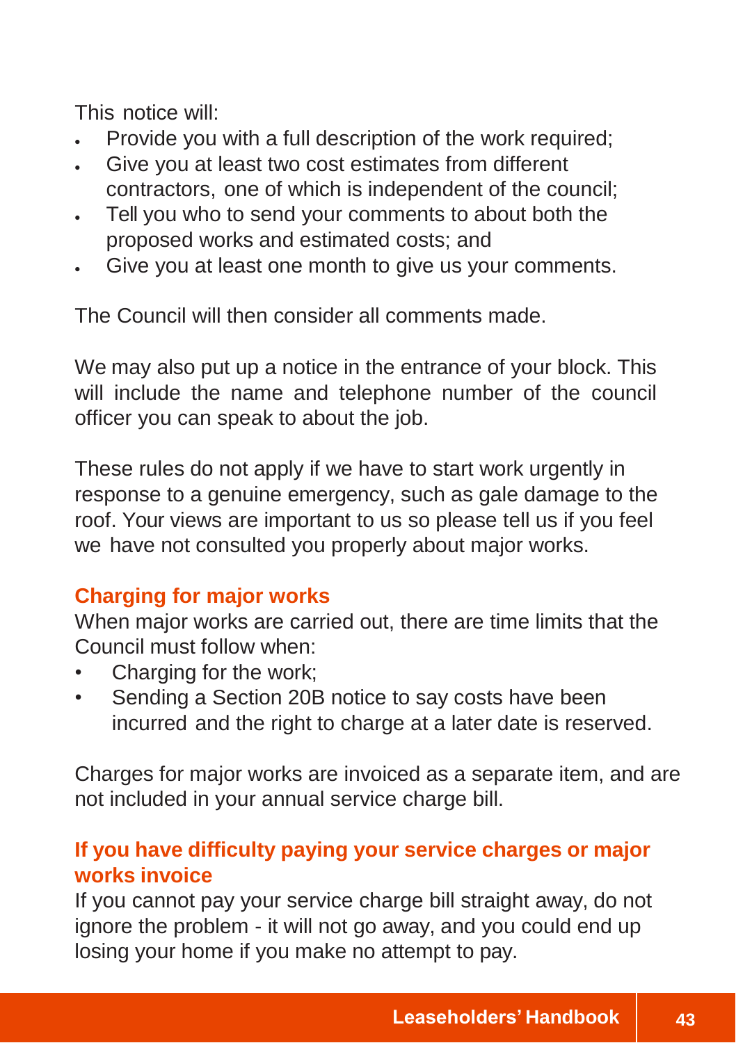This notice will:

- Provide you with a full description of the work required;
- Give you at least two cost estimates from different contractors, one of which is independent of the council;
- Tell you who to send your comments to about both the proposed works and estimated costs; and
- Give you at least one month to give us your comments.

The Council will then consider all comments made.

We may also put up a notice in the entrance of your block. This will include the name and telephone number of the council officer you can speak to about the job.

These rules do not apply if we have to start work urgently in response to a genuine emergency, such as gale damage to the roof. Your views are important to us so please tell us if you feel we have not consulted you properly about major works.

## Charging for major works

When major works are carried out, there are time limits that the Council must follow when:

- Charging for the work;
- Sending a Section 20B notice to say costs have been incurred and the right to charge at a later date is reserved.

Charges for major works are invoiced as a separate item, and are not included in your annual service charge bill.

## If you have difficulty paying your service charges or major works invoice

If you cannot pay your service charge bill straight away, do not ignore the problem - it will not go away, and you could end up losing your home if you make no attempt to pay.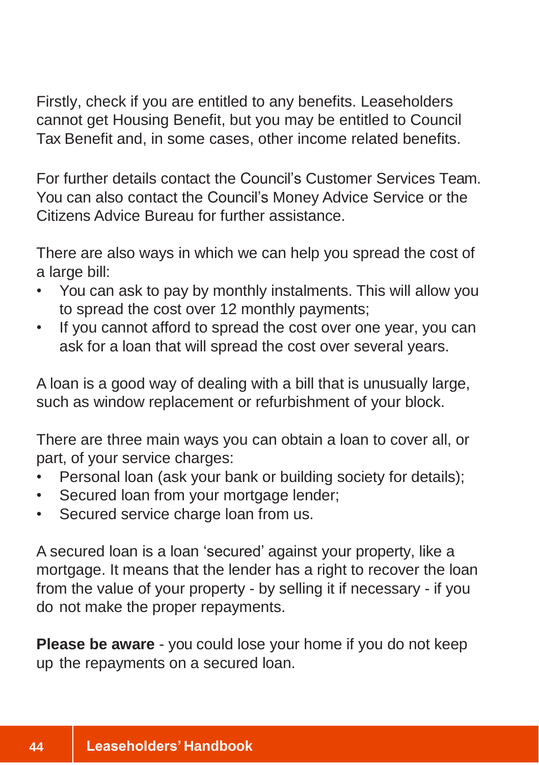Firstly, check if you are entitled to any benefits. Leaseholders cannot get Housing Benefit, but you may be entitled to Council Tax Benefit and, in some cases, other income related benefits.

For further details contact the Council's Customer Services Team. You can also contact the Council's Money Advice Service or the Citizens Advice Bureau for further assistance.

There are also ways in which we can help you spread the cost of a large bill:

- You can ask to pay by monthly instalments. This will allow you to spread the cost over 12 monthly payments;
- If you cannot afford to spread the cost over one year, you can ask for a loan that will spread the cost over several years.

A loan is a good way of dealing with a bill that is unusually large, such as window replacement or refurbishment of your block.

There are three main ways you can obtain a loan to cover all, or part, of your service charges:

- Personal loan (ask your bank or building society for details);
- Secured loan from your mortgage lender;
- Secured service charge loan from us.

A secured loan is a loan 'secured' against your property, like a mortgage. It means that the lender has a right to recover the loan from the value of your property - by selling it if necessary - if you do not make the proper repayments.

**Please be aware** - you could lose your home if you do not keep up the repayments on a secured loan.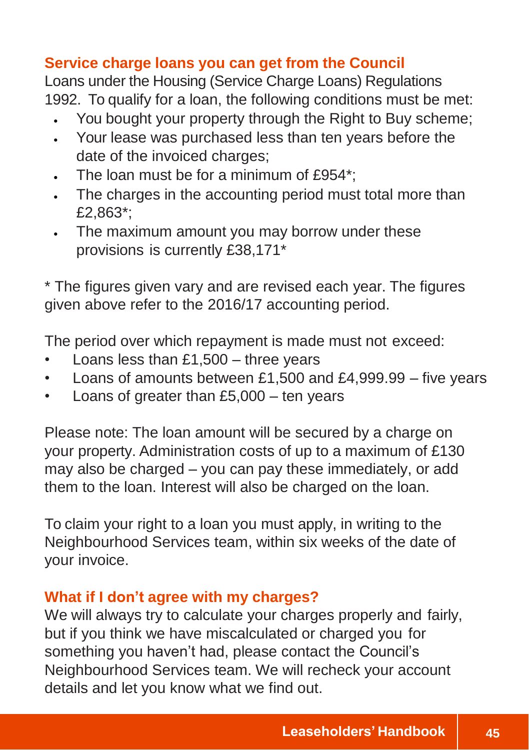## Service charge loans you can get from the Council

Loans under the Housing (Service Charge Loans) Regulations 1992. To qualify for a loan, the following conditions must be met:

- You bought your property through the Right to Buy scheme;
- Your lease was purchased less than ten years before the date of the invoiced charges;
- The loan must be for a minimum of £954*;
- The charges in the accounting period must total more than £2,863*;
- The maximum amount you may borrow under these provisions is currently £38,171*

* The figures given vary and are revised each year. The figures given above refer to the 2016/17 accounting period.

The period over which repayment is made must not exceed:

- Loans less than £1,500 – three years
- Loans of amounts between £1,500 and £4,999.99 – five years
- Loans of greater than £5,000 – ten years

Please note: The loan amount will be secured by a charge on your property. Administration costs of up to a maximum of £130 may also be charged – you can pay these immediately, or add them to the loan. Interest will also be charged on the loan.

To claim your right to a loan you must apply, in writing to the Neighbourhood Services team, within six weeks of the date of your invoice.

## What if I don't agree with my charges?

We will always try to calculate your charges properly and fairly, but if you think we have miscalculated or charged you for something you haven't had, please contact the Council's Neighbourhood Services team. We will recheck your account details and let you know what we find out.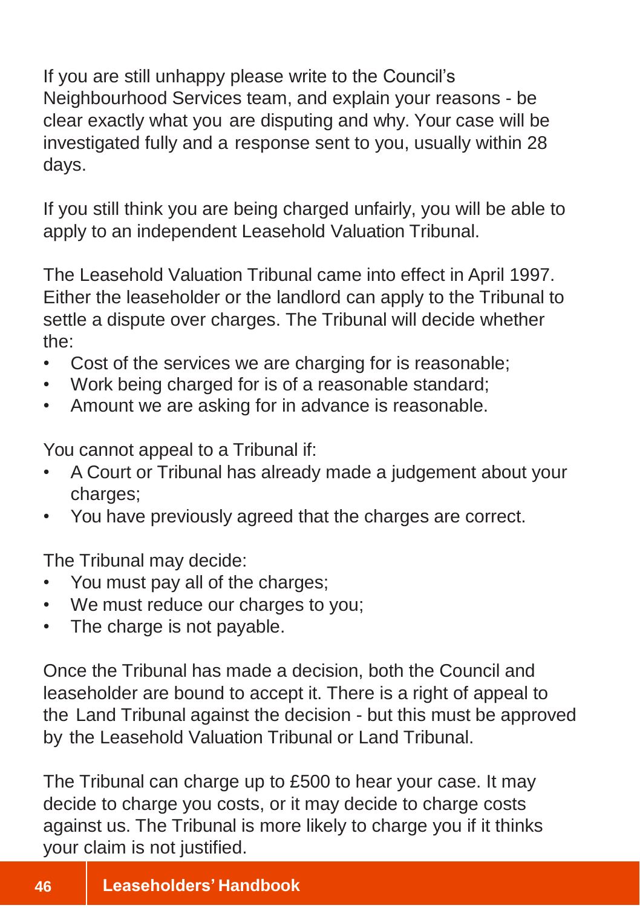If you are still unhappy please write to the Council's Neighbourhood Services team, and explain your reasons - be clear exactly what you are disputing and why. Your case will be investigated fully and a response sent to you, usually within 28 days.

If you still think you are being charged unfairly, you will be able to apply to an independent Leasehold Valuation Tribunal.

The Leasehold Valuation Tribunal came into effect in April 1997. Either the leaseholder or the landlord can apply to the Tribunal to settle a dispute over charges. The Tribunal will decide whether the:

- Cost of the services we are charging for is reasonable;
- Work being charged for is of a reasonable standard;
- Amount we are asking for in advance is reasonable.

You cannot appeal to a Tribunal if:

- A Court or Tribunal has already made a judgement about your charges;
- You have previously agreed that the charges are correct.

The Tribunal may decide:

- You must pay all of the charges;
- We must reduce our charges to you;
- The charge is not payable.

Once the Tribunal has made a decision, both the Council and leaseholder are bound to accept it. There is a right of appeal to the Land Tribunal against the decision - but this must be approved by the Leasehold Valuation Tribunal or Land Tribunal.

The Tribunal can charge up to £500 to hear your case. It may decide to charge you costs, or it may decide to charge costs against us. The Tribunal is more likely to charge you if it thinks your claim is not justified.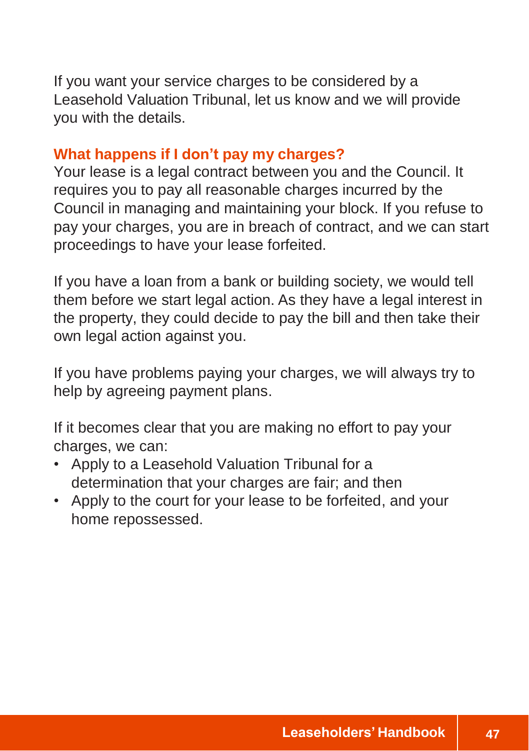If you want your service charges to be considered by a Leasehold Valuation Tribunal, let us know and we will provide you with the details.

## What happens if I don't pay my charges?

Your lease is a legal contract between you and the Council. It requires you to pay all reasonable charges incurred by the Council in managing and maintaining your block. If you refuse to pay your charges, you are in breach of contract, and we can start proceedings to have your lease forfeited.

If you have a loan from a bank or building society, we would tell them before we start legal action. As they have a legal interest in the property, they could decide to pay the bill and then take their own legal action against you.

If you have problems paying your charges, we will always try to help by agreeing payment plans.

If it becomes clear that you are making no effort to pay your charges, we can:

- Apply to a Leasehold Valuation Tribunal for a determination that your charges are fair; and then
- Apply to the court for your lease to be forfeited, and your home repossessed.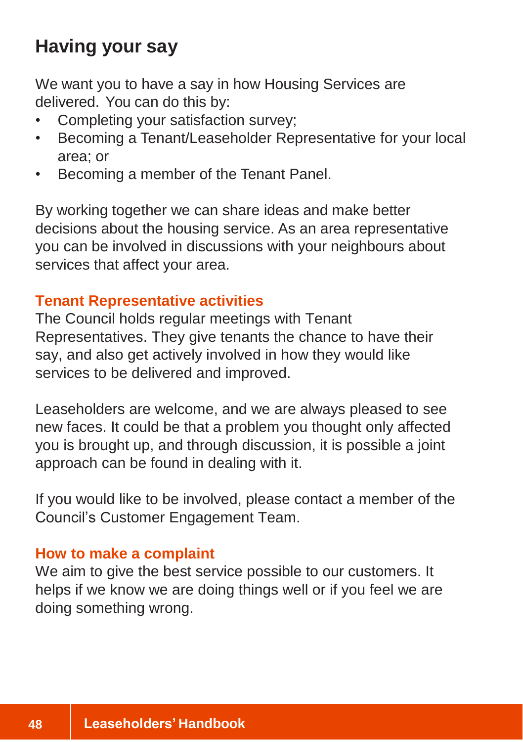## Having your say

We want you to have a say in how Housing Services are delivered. You can do this by:

- Completing your satisfaction survey;
- Becoming a Tenant/Leaseholder Representative for your local area; or
- Becoming a member of the Tenant Panel.

By working together we can share ideas and make better decisions about the housing service. As an area representative you can be involved in discussions with your neighbours about services that affect your area.

### Tenant Representative activities

The Council holds regular meetings with Tenant Representatives. They give tenants the chance to have their say, and also get actively involved in how they would like services to be delivered and improved.

Leaseholders are welcome, and we are always pleased to see new faces. It could be that a problem you thought only affected you is brought up, and through discussion, it is possible a joint approach can be found in dealing with it.

If you would like to be involved, please contact a member of the Council's Customer Engagement Team.

### How to make a complaint

We aim to give the best service possible to our customers. It helps if we know we are doing things well or if you feel we are doing something wrong.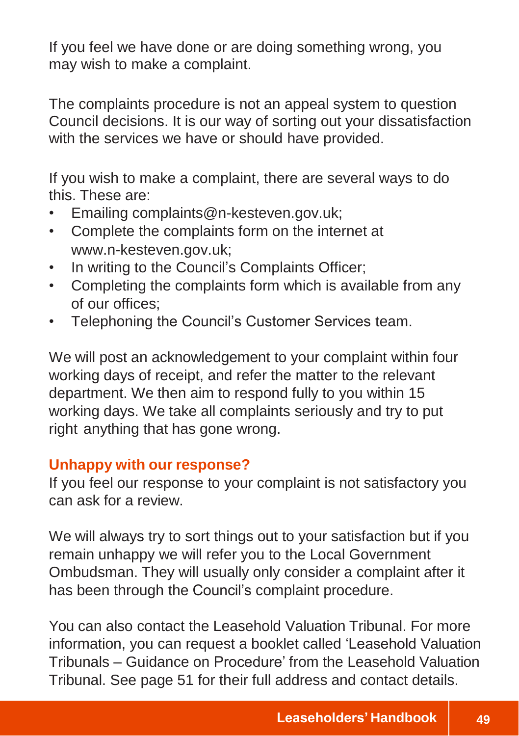If you feel we have done or are doing something wrong, you may wish to make a complaint.

The complaints procedure is not an appeal system to question Council decisions. It is our way of sorting out your dissatisfaction with the services we have or should have provided.

If you wish to make a complaint, there are several ways to do this. These are:

- Emailing complaints@n-kesteven.gov.uk;
- Complete the complaints form on the internet at www.n-kesteven.gov.uk;
- In writing to the Council's Complaints Officer;
- Completing the complaints form which is available from any of our offices;
- Telephoning the Council's Customer Services team.

We will post an acknowledgement to your complaint within four working days of receipt, and refer the matter to the relevant department. We then aim to respond fully to you within 15 working days. We take all complaints seriously and try to put right anything that has gone wrong.

## Unhappy with our response?

If you feel our response to your complaint is not satisfactory you can ask for a review.

We will always try to sort things out to your satisfaction but if you remain unhappy we will refer you to the Local Government Ombudsman. They will usually only consider a complaint after it has been through the Council's complaint procedure.

You can also contact the Leasehold Valuation Tribunal. For more information, you can request a booklet called 'Leasehold Valuation Tribunals – Guidance on Procedure' from the Leasehold Valuation Tribunal. See page 51 for their full address and contact details.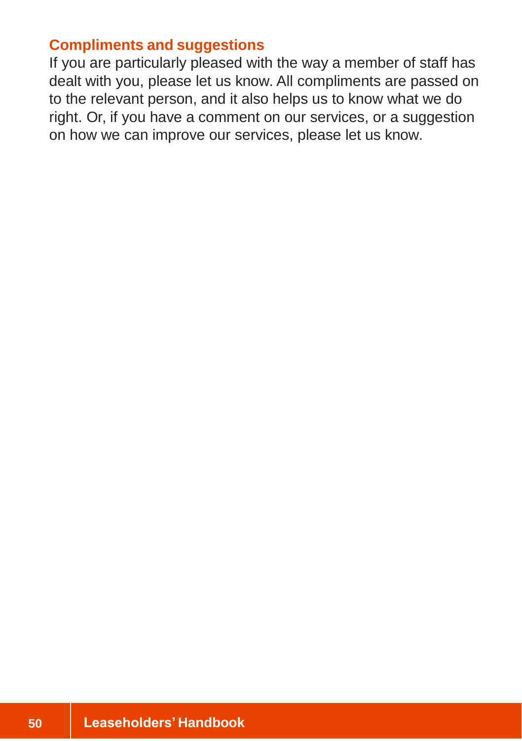## Compliments and suggestions

If you are particularly pleased with the way a member of staff has dealt with you, please let us know. All compliments are passed on to the relevant person, and it also helps us to know what we do right. Or, if you have a comment on our services, or a suggestion on how we can improve our services, please let us know.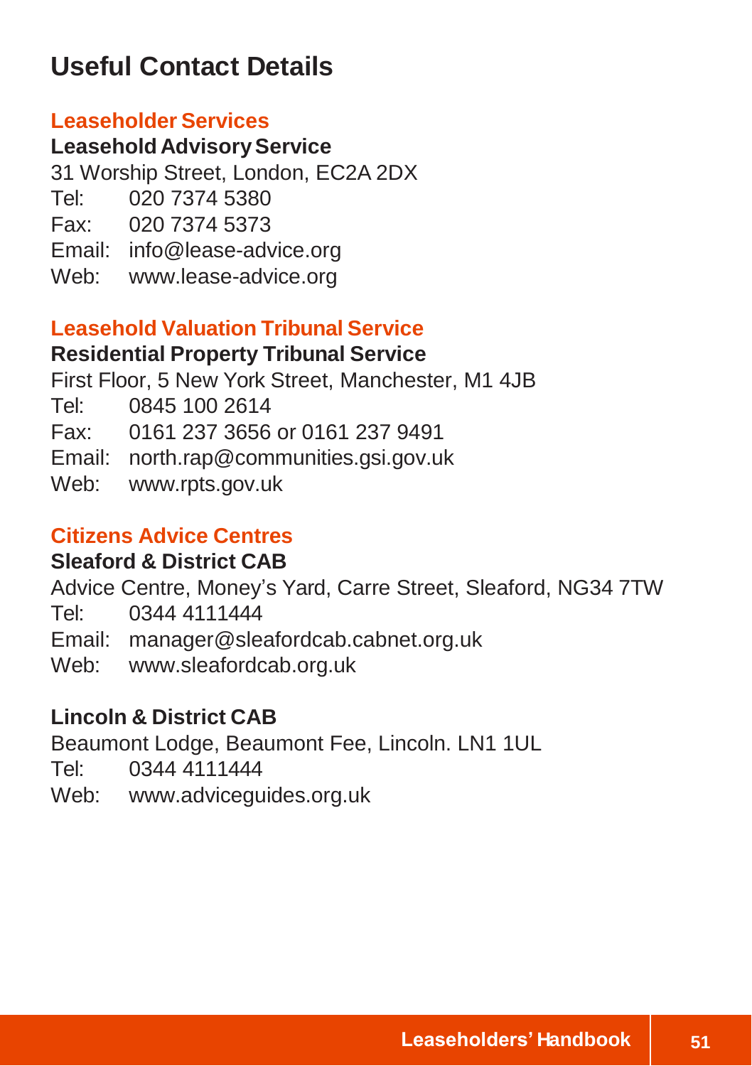# Useful Contact Details

## Leaseholder Services

**Leasehold Advisory Service**

31 Worship Street, London, EC2A 2DX
Tel: 020 7374 5380
Fax: 020 7374 5373
Email: info@lease-advice.org
Web: www.lease-advice.org

## Leasehold Valuation Tribunal Service

**Residential Property Tribunal Service**

First Floor, 5 New York Street, Manchester, M1 4JB
Tel: 0845 100 2614
Fax: 0161 237 3656 or 0161 237 9491
Email: north.rap@communities.gsi.gov.uk
Web: www.rpts.gov.uk

## Citizens Advice Centres

**Sleaford & District CAB**

Advice Centre, Money's Yard, Carre Street, Sleaford, NG34 7TW
Tel: 0344 4111444
Email: manager@sleafordcab.cabnet.org.uk
Web: www.sleafordcab.org.uk

**Lincoln & District CAB**

Beaumont Lodge, Beaumont Fee, Lincoln. LN1 1UL
Tel: 0344 4111444
Web: www.adviceguides.org.uk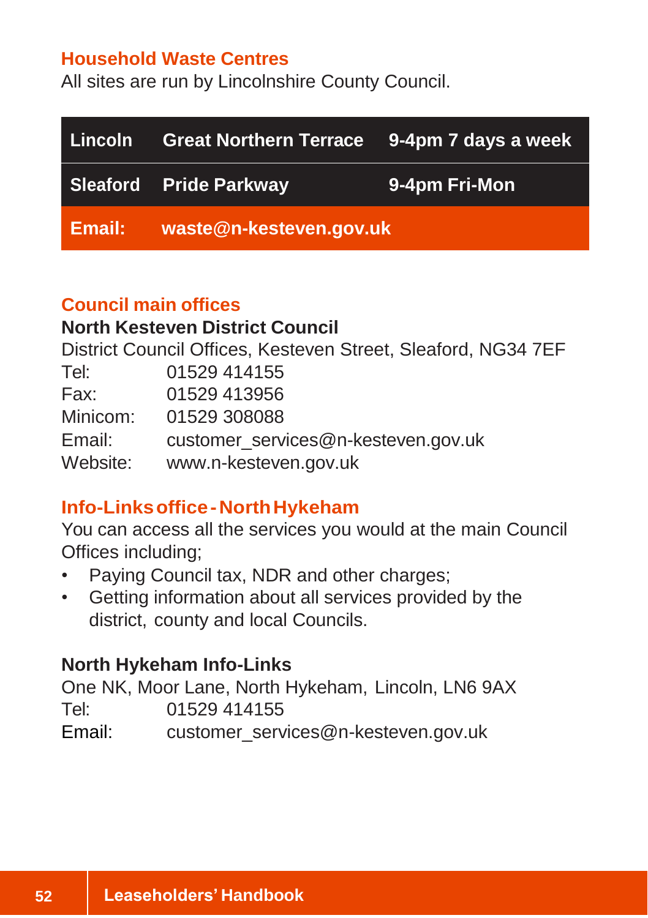## Household Waste Centres

All sites are run by Lincolnshire County Council.

| Lincoln | Great Northern Terrace | 9-4pm 7 days a week |
|---|---|---|
| Sleaford | Pride Parkway | 9-4pm Fri-Mon |
| Email: | waste@n-kesteven.gov.uk | |

## Council main offices

**North Kesteven District Council**

District Council Offices, Kesteven Street, Sleaford, NG34 7EF

Tel: 01529 414155
Fax: 01529 413956
Minicom: 01529 308088
Email: customer_services@n-kesteven.gov.uk
Website: www.n-kesteven.gov.uk

## Info-Links office - North Hykeham

You can access all the services you would at the main Council Offices including;

- Paying Council tax, NDR and other charges;
- Getting information about all services provided by the district, county and local Councils.

**North Hykeham Info-Links**

One NK, Moor Lane, North Hykeham, Lincoln, LN6 9AX

Tel: 01529 414155
Email: customer_services@n-kesteven.gov.uk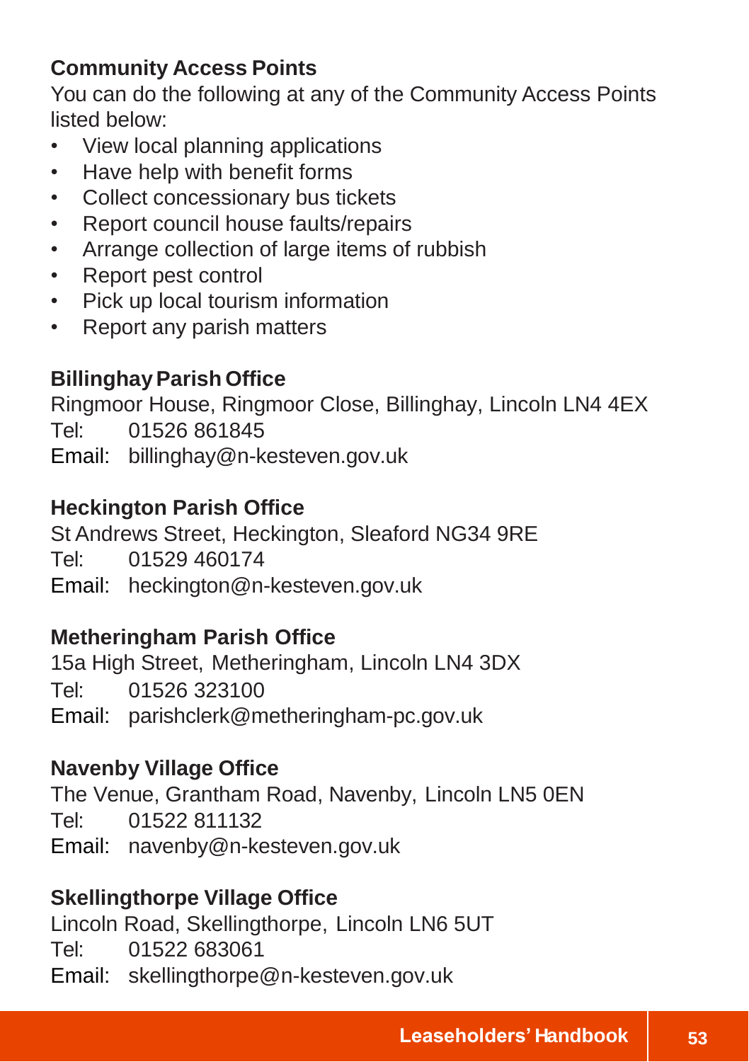**Community Access Points**

You can do the following at any of the Community Access Points listed below:

- View local planning applications
- Have help with benefit forms
- Collect concessionary bus tickets
- Report council house faults/repairs
- Arrange collection of large items of rubbish
- Report pest control
- Pick up local tourism information
- Report any parish matters

**Billinghay Parish Office**

Ringmoor House, Ringmoor Close, Billinghay, Lincoln LN4 4EX
Tel: 01526 861845
Email: billinghay@n-kesteven.gov.uk

**Heckington Parish Office**

St Andrews Street, Heckington, Sleaford NG34 9RE
Tel: 01529 460174
Email: heckington@n-kesteven.gov.uk

**Metheringham Parish Office**

15a High Street, Metheringham, Lincoln LN4 3DX
Tel: 01526 323100
Email: parishclerk@metheringham-pc.gov.uk

**Navenby Village Office**

The Venue, Grantham Road, Navenby, Lincoln LN5 0EN
Tel: 01522 811132
Email: navenby@n-kesteven.gov.uk

**Skellingthorpe Village Office**

Lincoln Road, Skellingthorpe, Lincoln LN6 5UT
Tel: 01522 683061
Email: skellingthorpe@n-kesteven.gov.uk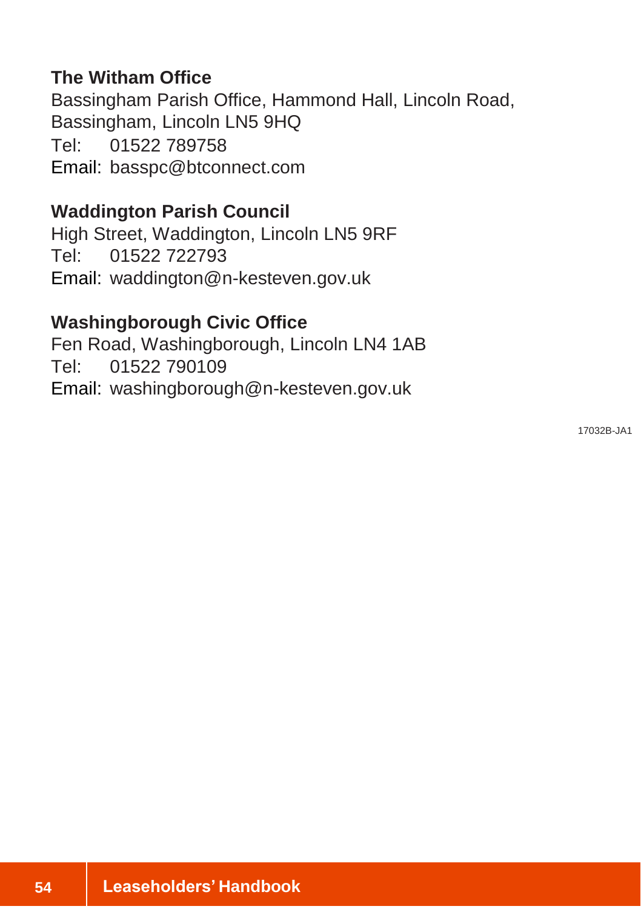**The Witham Office**
Bassingham Parish Office, Hammond Hall, Lincoln Road,
Bassingham, Lincoln LN5 9HQ
Tel: 01522 789758
Email: basspc@btconnect.com

**Waddington Parish Council**
High Street, Waddington, Lincoln LN5 9RF
Tel: 01522 722793
Email: waddington@n-kesteven.gov.uk

**Washingborough Civic Office**
Fen Road, Washingborough, Lincoln LN4 1AB
Tel: 01522 790109
Email: washingborough@n-kesteven.gov.uk

17032B-JA1